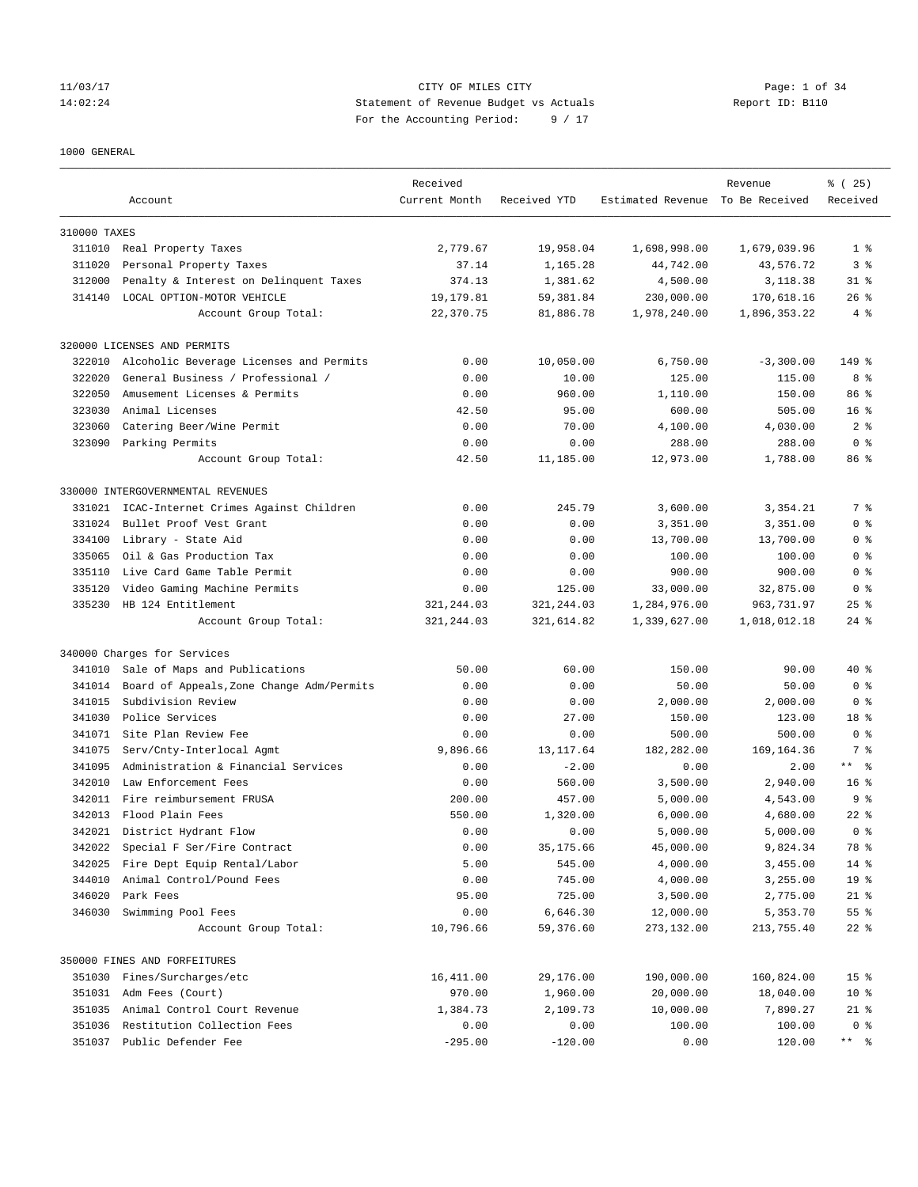CITY OF MILES CITY
Statement of Revenue Budget vs Actuals
For the Accounting Period: 9 / 17

11/03/17 14:02:24 — Report ID: B110

1000 GENERAL

| | Account | Received Current Month | Received YTD | Estimated Revenue | Revenue To Be Received | % ( 25) Received |
|---|---|---|---|---|---|---|
| **310000 TAXES** | | | | | | |
| 311010 | Real Property Taxes | 2,779.67 | 19,958.04 | 1,698,998.00 | 1,679,039.96 | 1 % |
| 311020 | Personal Property Taxes | 37.14 | 1,165.28 | 44,742.00 | 43,576.72 | 3 % |
| 312000 | Penalty & Interest on Delinquent Taxes | 374.13 | 1,381.62 | 4,500.00 | 3,118.38 | 31 % |
| 314140 | LOCAL OPTION-MOTOR VEHICLE | 19,179.81 | 59,381.84 | 230,000.00 | 170,618.16 | 26 % |
| | Account Group Total: | 22,370.75 | 81,886.78 | 1,978,240.00 | 1,896,353.22 | 4 % |
| **320000 LICENSES AND PERMITS** | | | | | | |
| 322010 | Alcoholic Beverage Licenses and Permits | 0.00 | 10,050.00 | 6,750.00 | -3,300.00 | 149 % |
| 322020 | General Business / Professional / | 0.00 | 10.00 | 125.00 | 115.00 | 8 % |
| 322050 | Amusement Licenses & Permits | 0.00 | 960.00 | 1,110.00 | 150.00 | 86 % |
| 323030 | Animal Licenses | 42.50 | 95.00 | 600.00 | 505.00 | 16 % |
| 323060 | Catering Beer/Wine Permit | 0.00 | 70.00 | 4,100.00 | 4,030.00 | 2 % |
| 323090 | Parking Permits | 0.00 | 0.00 | 288.00 | 288.00 | 0 % |
| | Account Group Total: | 42.50 | 11,185.00 | 12,973.00 | 1,788.00 | 86 % |
| **330000 INTERGOVERNMENTAL REVENUES** | | | | | | |
| 331021 | ICAC-Internet Crimes Against Children | 0.00 | 245.79 | 3,600.00 | 3,354.21 | 7 % |
| 331024 | Bullet Proof Vest Grant | 0.00 | 0.00 | 3,351.00 | 3,351.00 | 0 % |
| 334100 | Library - State Aid | 0.00 | 0.00 | 13,700.00 | 13,700.00 | 0 % |
| 335065 | Oil & Gas Production Tax | 0.00 | 0.00 | 100.00 | 100.00 | 0 % |
| 335110 | Live Card Game Table Permit | 0.00 | 0.00 | 900.00 | 900.00 | 0 % |
| 335120 | Video Gaming Machine Permits | 0.00 | 125.00 | 33,000.00 | 32,875.00 | 0 % |
| 335230 | HB 124 Entitlement | 321,244.03 | 321,244.03 | 1,284,976.00 | 963,731.97 | 25 % |
| | Account Group Total: | 321,244.03 | 321,614.82 | 1,339,627.00 | 1,018,012.18 | 24 % |
| **340000 Charges for Services** | | | | | | |
| 341010 | Sale of Maps and Publications | 50.00 | 60.00 | 150.00 | 90.00 | 40 % |
| 341014 | Board of Appeals,Zone Change Adm/Permits | 0.00 | 0.00 | 50.00 | 50.00 | 0 % |
| 341015 | Subdivision Review | 0.00 | 0.00 | 2,000.00 | 2,000.00 | 0 % |
| 341030 | Police Services | 0.00 | 27.00 | 150.00 | 123.00 | 18 % |
| 341071 | Site Plan Review Fee | 0.00 | 0.00 | 500.00 | 500.00 | 0 % |
| 341075 | Serv/Cnty-Interlocal Agmt | 9,896.66 | 13,117.64 | 182,282.00 | 169,164.36 | 7 % |
| 341095 | Administration & Financial Services | 0.00 | -2.00 | 0.00 | 2.00 | ** % |
| 342010 | Law Enforcement Fees | 0.00 | 560.00 | 3,500.00 | 2,940.00 | 16 % |
| 342011 | Fire reimbursement FRUSA | 200.00 | 457.00 | 5,000.00 | 4,543.00 | 9 % |
| 342013 | Flood Plain Fees | 550.00 | 1,320.00 | 6,000.00 | 4,680.00 | 22 % |
| 342021 | District Hydrant Flow | 0.00 | 0.00 | 5,000.00 | 5,000.00 | 0 % |
| 342022 | Special F Ser/Fire Contract | 0.00 | 35,175.66 | 45,000.00 | 9,824.34 | 78 % |
| 342025 | Fire Dept Equip Rental/Labor | 5.00 | 545.00 | 4,000.00 | 3,455.00 | 14 % |
| 344010 | Animal Control/Pound Fees | 0.00 | 745.00 | 4,000.00 | 3,255.00 | 19 % |
| 346020 | Park Fees | 95.00 | 725.00 | 3,500.00 | 2,775.00 | 21 % |
| 346030 | Swimming Pool Fees | 0.00 | 6,646.30 | 12,000.00 | 5,353.70 | 55 % |
| | Account Group Total: | 10,796.66 | 59,376.60 | 273,132.00 | 213,755.40 | 22 % |
| **350000 FINES AND FORFEITURES** | | | | | | |
| 351030 | Fines/Surcharges/etc | 16,411.00 | 29,176.00 | 190,000.00 | 160,824.00 | 15 % |
| 351031 | Adm Fees (Court) | 970.00 | 1,960.00 | 20,000.00 | 18,040.00 | 10 % |
| 351035 | Animal Control Court Revenue | 1,384.73 | 2,109.73 | 10,000.00 | 7,890.27 | 21 % |
| 351036 | Restitution Collection Fees | 0.00 | 0.00 | 100.00 | 100.00 | 0 % |
| 351037 | Public Defender Fee | -295.00 | -120.00 | 0.00 | 120.00 | ** % |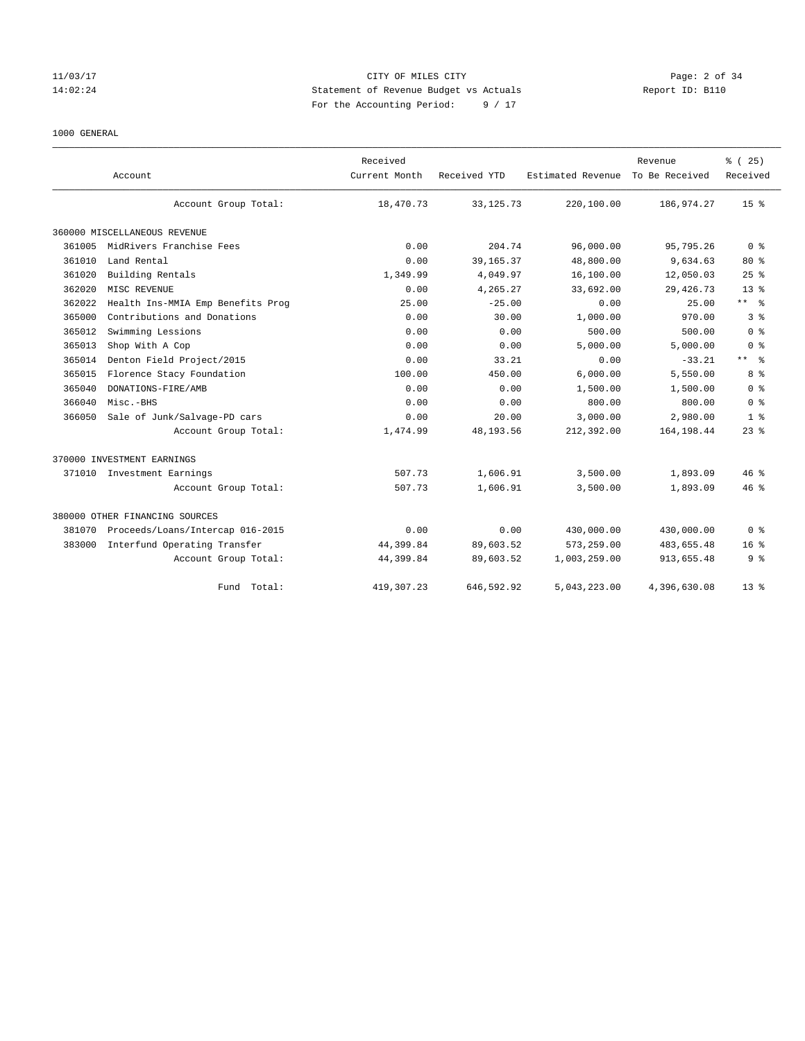CITY OF MILES CITY
Statement of Revenue Budget vs Actuals
For the Accounting Period: 9 / 17

1000 GENERAL

| Account | | Received Current Month | Received YTD | Estimated Revenue | Revenue To Be Received | % ( 25) Received |
|---|---|---|---|---|---|---|
| | Account Group Total: | 18,470.73 | 33,125.73 | 220,100.00 | 186,974.27 | 15 % |
| 360000 MISCELLANEOUS REVENUE | | | | | | |
| 361005 | MidRivers Franchise Fees | 0.00 | 204.74 | 96,000.00 | 95,795.26 | 0 % |
| 361010 | Land Rental | 0.00 | 39,165.37 | 48,800.00 | 9,634.63 | 80 % |
| 361020 | Building Rentals | 1,349.99 | 4,049.97 | 16,100.00 | 12,050.03 | 25 % |
| 362020 | MISC REVENUE | 0.00 | 4,265.27 | 33,692.00 | 29,426.73 | 13 % |
| 362022 | Health Ins-MMIA Emp Benefits Prog | 25.00 | -25.00 | 0.00 | 25.00 | ** % |
| 365000 | Contributions and Donations | 0.00 | 30.00 | 1,000.00 | 970.00 | 3 % |
| 365012 | Swimming Lessions | 0.00 | 0.00 | 500.00 | 500.00 | 0 % |
| 365013 | Shop With A Cop | 0.00 | 0.00 | 5,000.00 | 5,000.00 | 0 % |
| 365014 | Denton Field Project/2015 | 0.00 | 33.21 | 0.00 | -33.21 | ** % |
| 365015 | Florence Stacy Foundation | 100.00 | 450.00 | 6,000.00 | 5,550.00 | 8 % |
| 365040 | DONATIONS-FIRE/AMB | 0.00 | 0.00 | 1,500.00 | 1,500.00 | 0 % |
| 366040 | Misc.-BHS | 0.00 | 0.00 | 800.00 | 800.00 | 0 % |
| 366050 | Sale of Junk/Salvage-PD cars | 0.00 | 20.00 | 3,000.00 | 2,980.00 | 1 % |
| | Account Group Total: | 1,474.99 | 48,193.56 | 212,392.00 | 164,198.44 | 23 % |
| 370000 INVESTMENT EARNINGS | | | | | | |
| 371010 | Investment Earnings | 507.73 | 1,606.91 | 3,500.00 | 1,893.09 | 46 % |
| | Account Group Total: | 507.73 | 1,606.91 | 3,500.00 | 1,893.09 | 46 % |
| 380000 OTHER FINANCING SOURCES | | | | | | |
| 381070 | Proceeds/Loans/Intercap 016-2015 | 0.00 | 0.00 | 430,000.00 | 430,000.00 | 0 % |
| 383000 | Interfund Operating Transfer | 44,399.84 | 89,603.52 | 573,259.00 | 483,655.48 | 16 % |
| | Account Group Total: | 44,399.84 | 89,603.52 | 1,003,259.00 | 913,655.48 | 9 % |
| | Fund Total: | 419,307.23 | 646,592.92 | 5,043,223.00 | 4,396,630.08 | 13 % |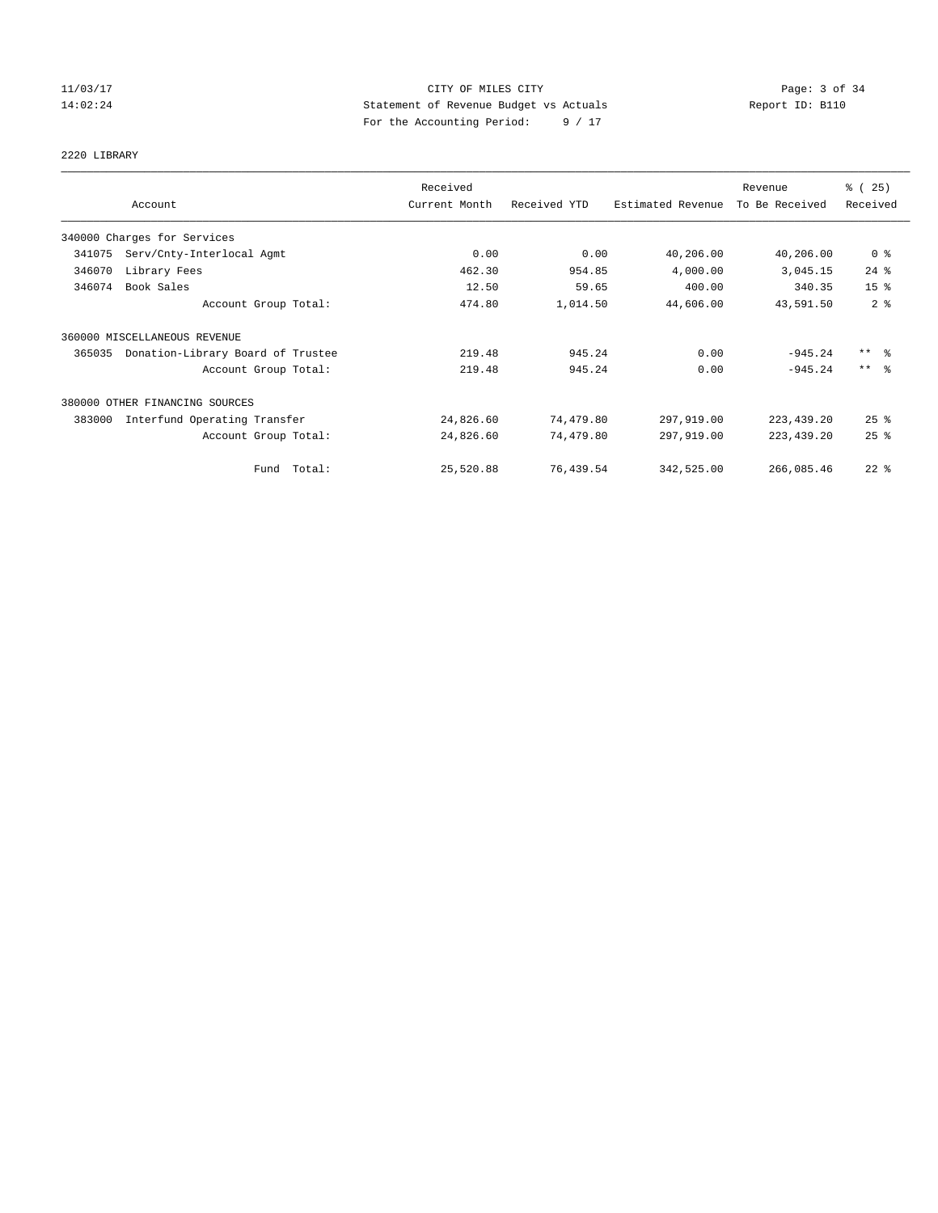CITY OF MILES CITY

Statement of Revenue Budget vs Actuals

For the Accounting Period: 9 / 17

11/03/17 14:02:24 — Report ID: B110

2220 LIBRARY

| Account | | Received Current Month | Received YTD | Estimated Revenue | Revenue To Be Received | % ( 25) Received |
|---|---|---|---|---|---|---|
| 340000 Charges for Services | | | | | | |
| 341075 | Serv/Cnty-Interlocal Agmt | 0.00 | 0.00 | 40,206.00 | 40,206.00 | 0 % |
| 346070 | Library Fees | 462.30 | 954.85 | 4,000.00 | 3,045.15 | 24 % |
| 346074 | Book Sales | 12.50 | 59.65 | 400.00 | 340.35 | 15 % |
| | Account Group Total: | 474.80 | 1,014.50 | 44,606.00 | 43,591.50 | 2 % |
| 360000 MISCELLANEOUS REVENUE | | | | | | |
| 365035 | Donation-Library Board of Trustee | 219.48 | 945.24 | 0.00 | -945.24 | ** % |
| | Account Group Total: | 219.48 | 945.24 | 0.00 | -945.24 | ** % |
| 380000 OTHER FINANCING SOURCES | | | | | | |
| 383000 | Interfund Operating Transfer | 24,826.60 | 74,479.80 | 297,919.00 | 223,439.20 | 25 % |
| | Account Group Total: | 24,826.60 | 74,479.80 | 297,919.00 | 223,439.20 | 25 % |
| | Fund Total: | 25,520.88 | 76,439.54 | 342,525.00 | 266,085.46 | 22 % |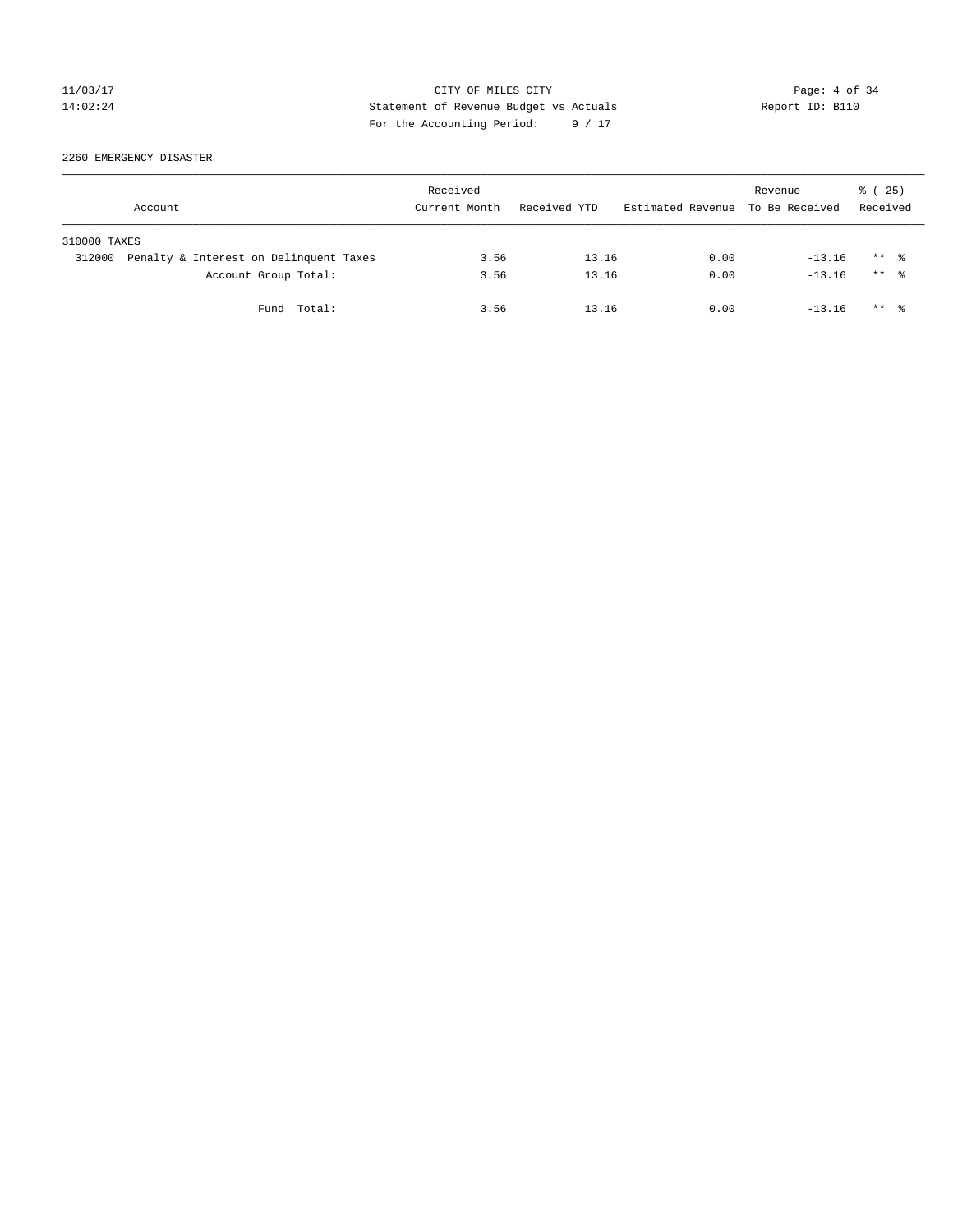11/03/17 CITY OF MILES CITY
14:02:24 Statement of Revenue Budget vs Actuals Report ID: B110
For the Accounting Period: 9 / 17

2260 EMERGENCY DISASTER

| Account | Received Current Month | Received YTD | Estimated Revenue | Revenue To Be Received | % ( 25) Received |
|---|---|---|---|---|---|
| 310000 TAXES | | | | | |
| 312000 Penalty & Interest on Delinquent Taxes | 3.56 | 13.16 | 0.00 | -13.16 | ** % |
| Account Group Total: | 3.56 | 13.16 | 0.00 | -13.16 | ** % |
| Fund Total: | 3.56 | 13.16 | 0.00 | -13.16 | ** % |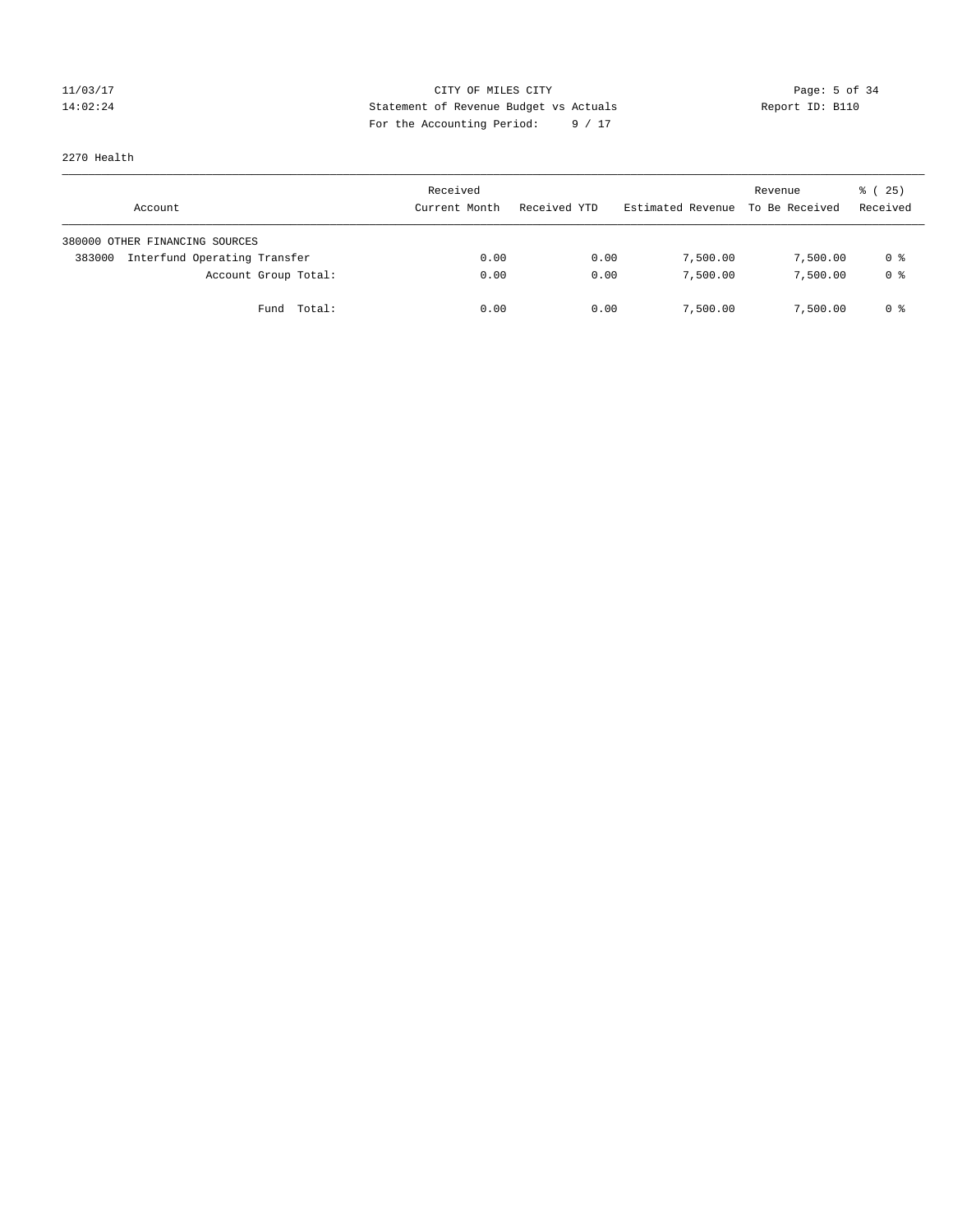2270 Health

| Account | Received Current Month | Received YTD | Estimated Revenue | Revenue To Be Received | % ( 25) Received |
|---|---|---|---|---|---|
| 380000 OTHER FINANCING SOURCES | | | | | |
| 383000 Interfund Operating Transfer | 0.00 | 0.00 | 7,500.00 | 7,500.00 | 0 % |
| Account Group Total: | 0.00 | 0.00 | 7,500.00 | 7,500.00 | 0 % |
| Fund Total: | 0.00 | 0.00 | 7,500.00 | 7,500.00 | 0 % |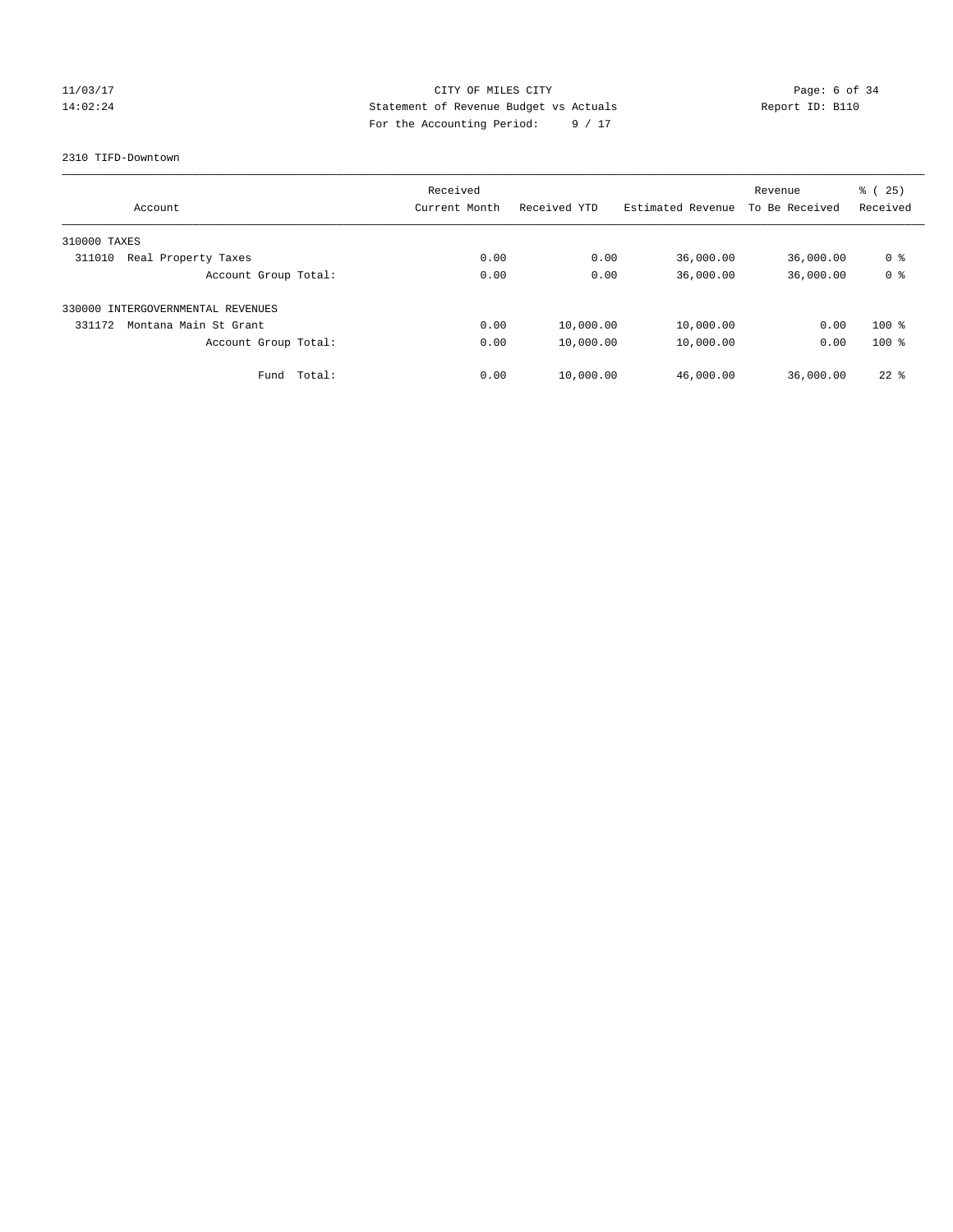CITY OF MILES CITY

Statement of Revenue Budget vs Actuals

For the Accounting Period: 9 / 17

11/03/17 14:02:24 Report ID: B110

2310 TIFD-Downtown

| Account | Received Current Month | Received YTD | Estimated Revenue | Revenue To Be Received | % ( 25) Received |
|---|---|---|---|---|---|
| 310000 TAXES | | | | | |
| 311010 Real Property Taxes | 0.00 | 0.00 | 36,000.00 | 36,000.00 | 0 % |
| Account Group Total: | 0.00 | 0.00 | 36,000.00 | 36,000.00 | 0 % |
| 330000 INTERGOVERNMENTAL REVENUES | | | | | |
| 331172 Montana Main St Grant | 0.00 | 10,000.00 | 10,000.00 | 0.00 | 100 % |
| Account Group Total: | 0.00 | 10,000.00 | 10,000.00 | 0.00 | 100 % |
| Fund Total: | 0.00 | 10,000.00 | 46,000.00 | 36,000.00 | 22 % |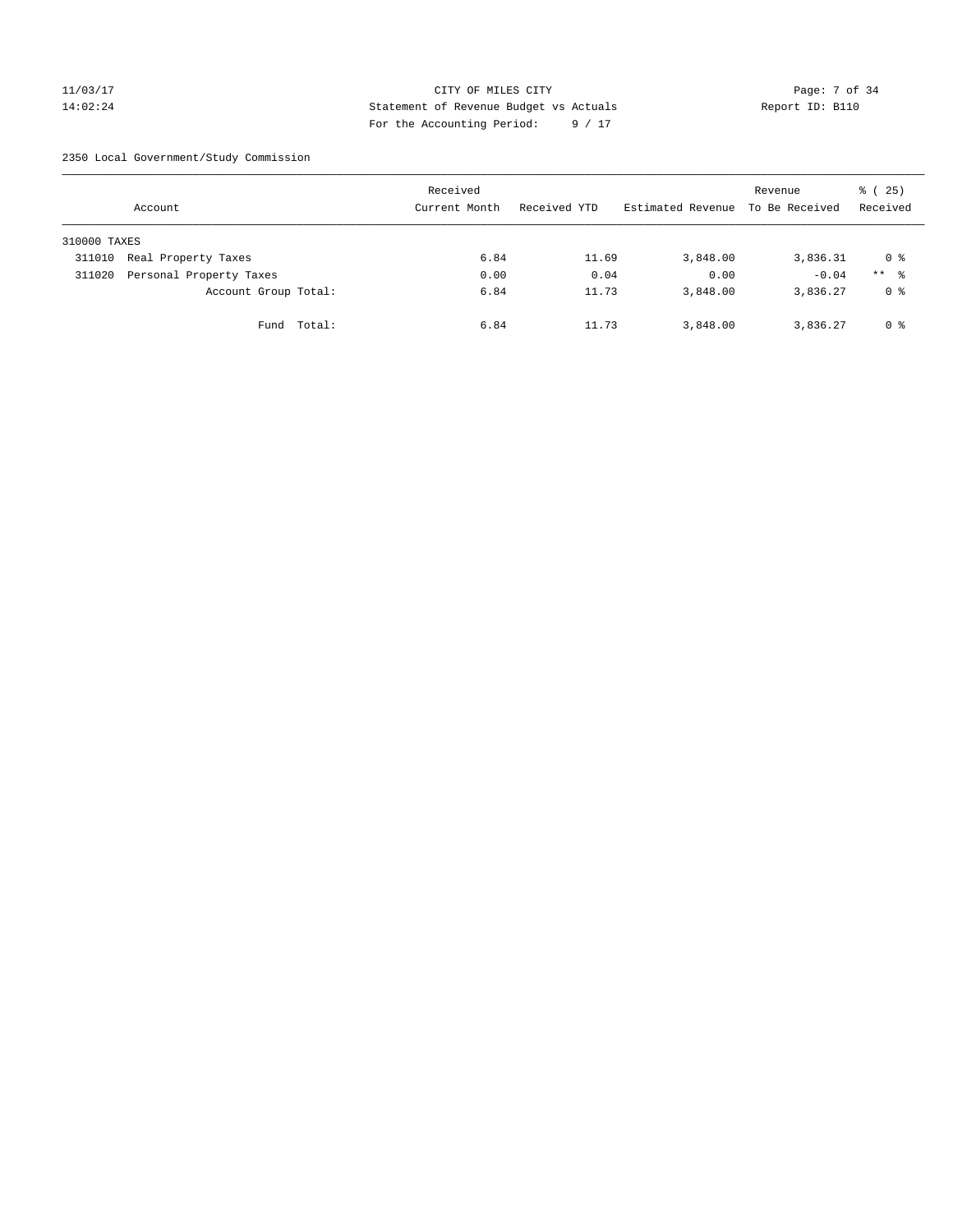CITY OF MILES CITY
Statement of Revenue Budget vs Actuals
For the Accounting Period: 9 / 17

11/03/17
14:02:24

Report ID: B110

2350 Local Government/Study Commission

| Account | Received Current Month | Received YTD | Estimated Revenue | Revenue To Be Received | % ( 25) Received |
|---|---|---|---|---|---|
| 310000 TAXES | | | | | |
| 311010 Real Property Taxes | 6.84 | 11.69 | 3,848.00 | 3,836.31 | 0 % |
| 311020 Personal Property Taxes | 0.00 | 0.04 | 0.00 | -0.04 | ** % |
| Account Group Total: | 6.84 | 11.73 | 3,848.00 | 3,836.27 | 0 % |
| Fund Total: | 6.84 | 11.73 | 3,848.00 | 3,836.27 | 0 % |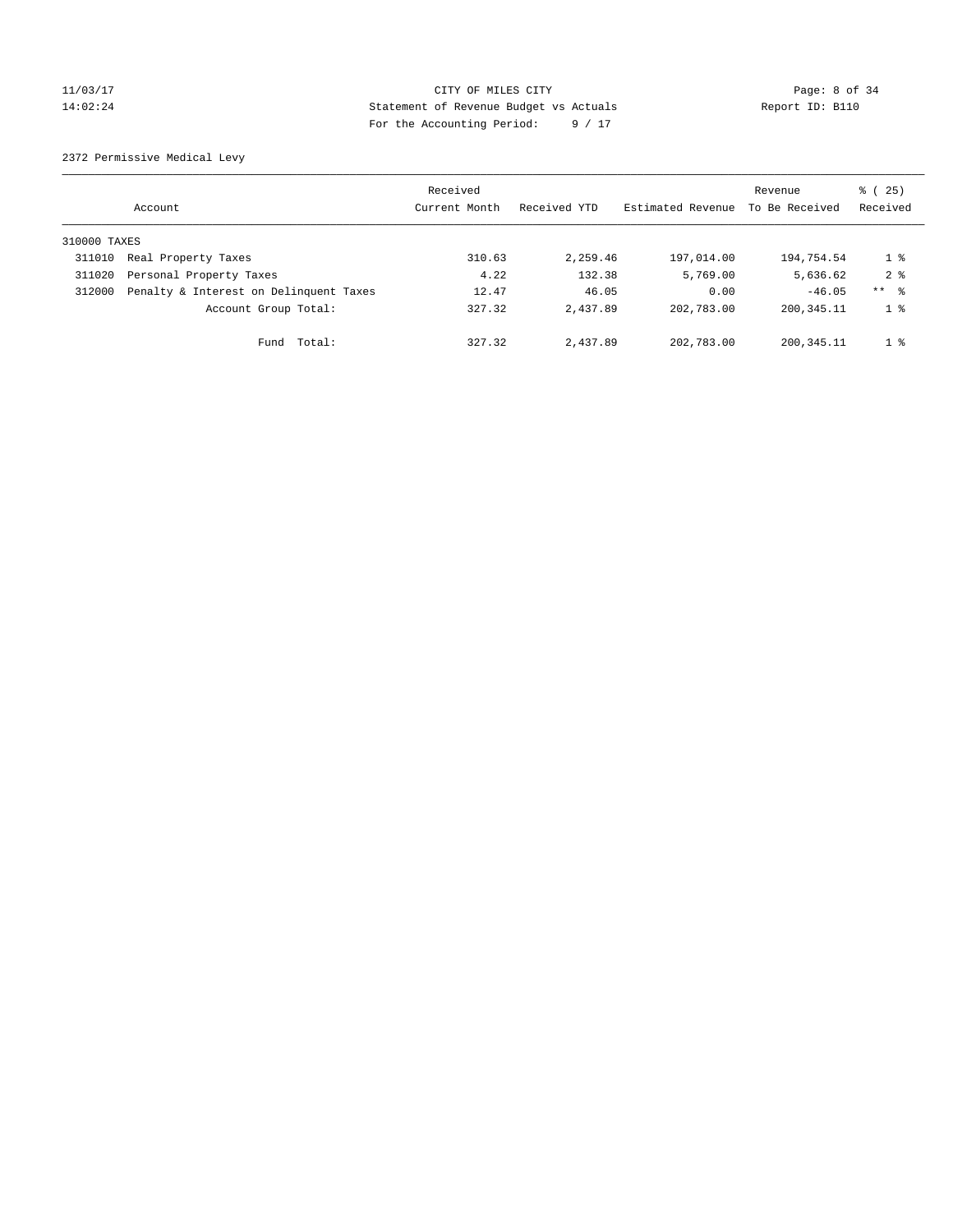CITY OF MILES CITY

Statement of Revenue Budget vs Actuals

For the Accounting Period: 9 / 17

2372 Permissive Medical Levy

| Account | Received Current Month | Received YTD | Estimated Revenue | Revenue To Be Received | % ( 25) Received |
|---|---|---|---|---|---|
| 310000 TAXES | | | | | |
| 311010 Real Property Taxes | 310.63 | 2,259.46 | 197,014.00 | 194,754.54 | 1 % |
| 311020 Personal Property Taxes | 4.22 | 132.38 | 5,769.00 | 5,636.62 | 2 % |
| 312000 Penalty & Interest on Delinquent Taxes | 12.47 | 46.05 | 0.00 | -46.05 | ** % |
| Account Group Total: | 327.32 | 2,437.89 | 202,783.00 | 200,345.11 | 1 % |
| Fund Total: | 327.32 | 2,437.89 | 202,783.00 | 200,345.11 | 1 % |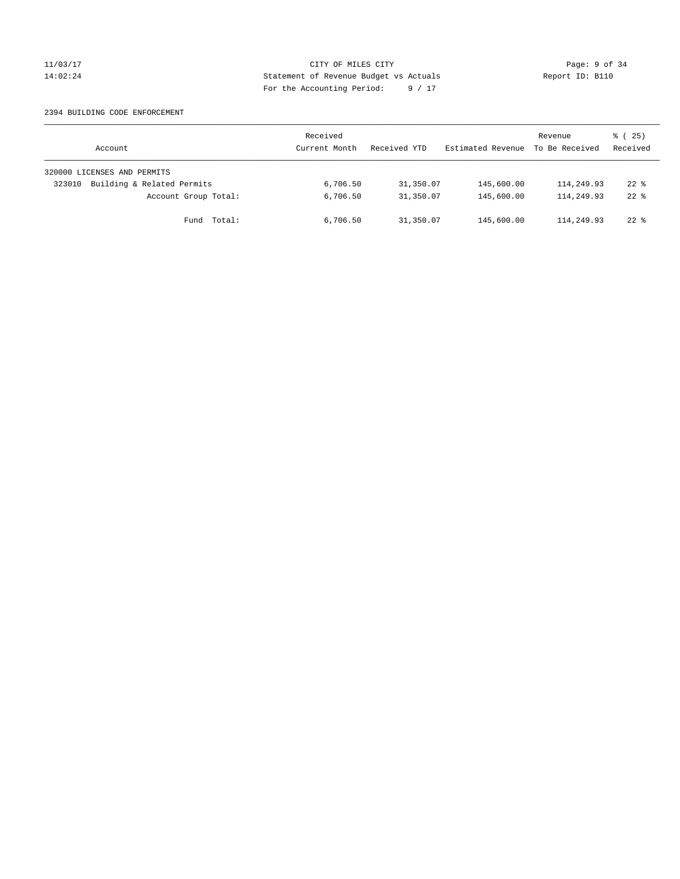CITY OF MILES CITY
Statement of Revenue Budget vs Actuals
For the Accounting Period: 9 / 17

11/03/17
14:02:24

Report ID: B110

2394 BUILDING CODE ENFORCEMENT

| Account | Received Current Month | Received YTD | Estimated Revenue | Revenue To Be Received | % ( 25) Received |
|---|---|---|---|---|---|
| 320000 LICENSES AND PERMITS | | | | | |
| 323010 Building & Related Permits | 6,706.50 | 31,350.07 | 145,600.00 | 114,249.93 | 22 % |
| Account Group Total: | 6,706.50 | 31,350.07 | 145,600.00 | 114,249.93 | 22 % |
| Fund Total: | 6,706.50 | 31,350.07 | 145,600.00 | 114,249.93 | 22 % |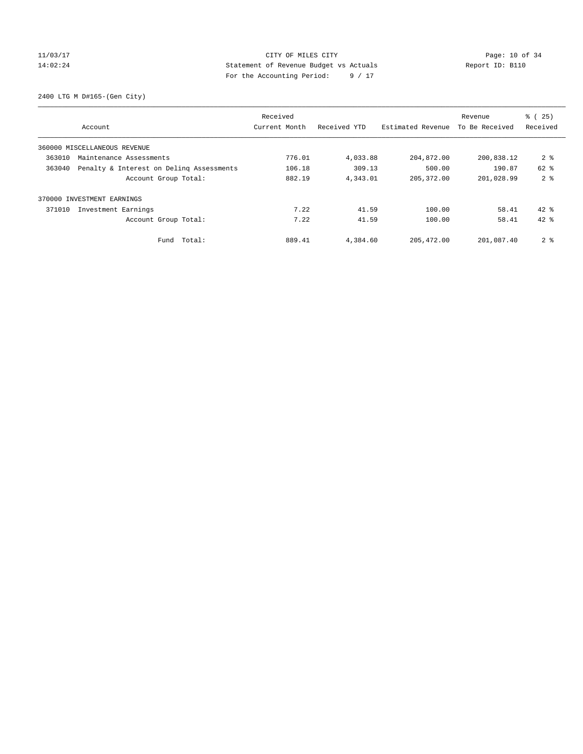CITY OF MILES CITY

Statement of Revenue Budget vs Actuals

For the Accounting Period: 9 / 17

11/03/17 14:02:24 Report ID: B110

2400 LTG M D#165-(Gen City)

| Account | Received Current Month | Received YTD | Estimated Revenue | Revenue To Be Received | % ( 25) Received |
|---|---|---|---|---|---|
| 360000 MISCELLANEOUS REVENUE | | | | | |
| 363010 Maintenance Assessments | 776.01 | 4,033.88 | 204,872.00 | 200,838.12 | 2 % |
| 363040 Penalty & Interest on Delinq Assessments | 106.18 | 309.13 | 500.00 | 190.87 | 62 % |
| Account Group Total: | 882.19 | 4,343.01 | 205,372.00 | 201,028.99 | 2 % |
| 370000 INVESTMENT EARNINGS | | | | | |
| 371010 Investment Earnings | 7.22 | 41.59 | 100.00 | 58.41 | 42 % |
| Account Group Total: | 7.22 | 41.59 | 100.00 | 58.41 | 42 % |
| Fund Total: | 889.41 | 4,384.60 | 205,472.00 | 201,087.40 | 2 % |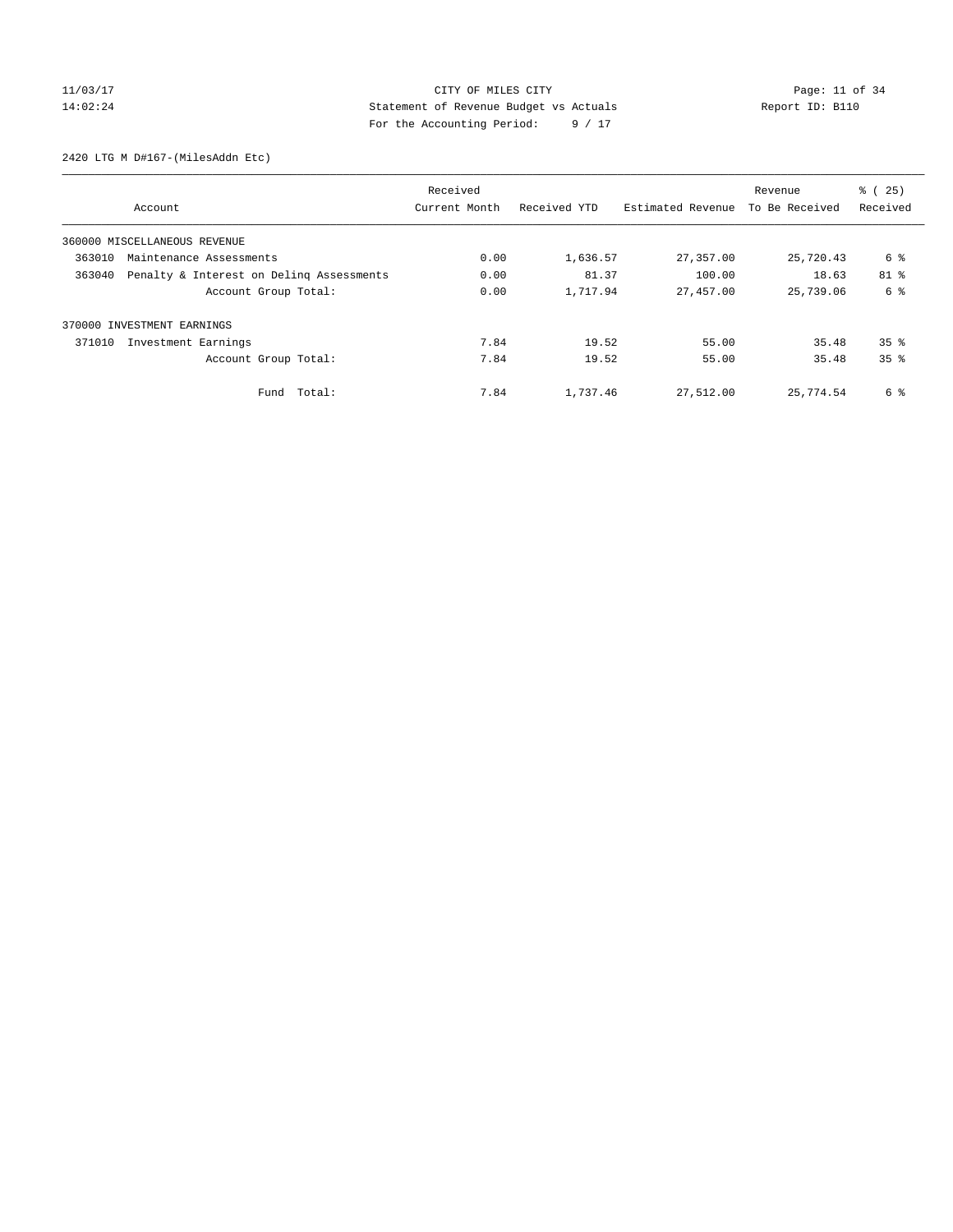CITY OF MILES CITY
Statement of Revenue Budget vs Actuals
For the Accounting Period: 9 / 17

11/03/17
14:02:24

Report ID: B110

2420 LTG M D#167-(MilesAddn Etc)

| Account | Received Current Month | Received YTD | Estimated Revenue | Revenue To Be Received | % ( 25) Received |
|---|---|---|---|---|---|
| 360000 MISCELLANEOUS REVENUE | | | | | |
| 363010 Maintenance Assessments | 0.00 | 1,636.57 | 27,357.00 | 25,720.43 | 6 % |
| 363040 Penalty & Interest on Delinq Assessments | 0.00 | 81.37 | 100.00 | 18.63 | 81 % |
| Account Group Total: | 0.00 | 1,717.94 | 27,457.00 | 25,739.06 | 6 % |
| 370000 INVESTMENT EARNINGS | | | | | |
| 371010 Investment Earnings | 7.84 | 19.52 | 55.00 | 35.48 | 35 % |
| Account Group Total: | 7.84 | 19.52 | 55.00 | 35.48 | 35 % |
| Fund Total: | 7.84 | 1,737.46 | 27,512.00 | 25,774.54 | 6 % |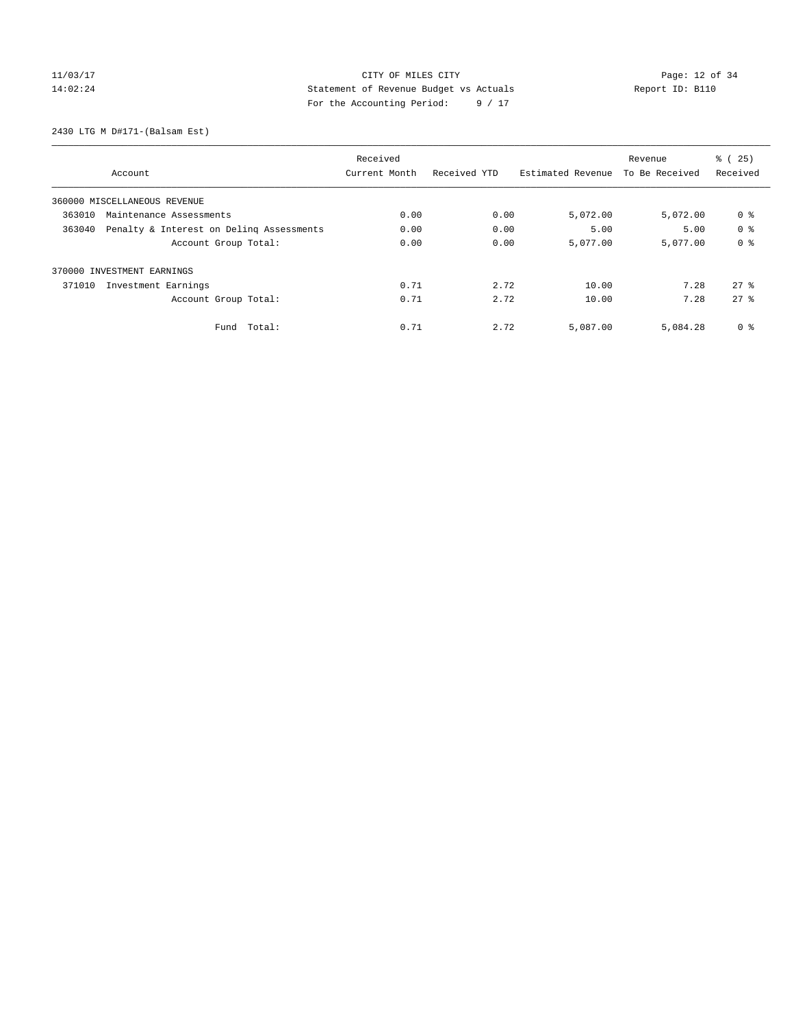CITY OF MILES CITY
Statement of Revenue Budget vs Actuals
For the Accounting Period: 9 / 17

11/03/17
14:02:24

Report ID: B110

2430 LTG M D#171-(Balsam Est)

| Account | Received Current Month | Received YTD | Estimated Revenue | Revenue To Be Received | % ( 25) Received |
|---|---|---|---|---|---|
| 360000 MISCELLANEOUS REVENUE | | | | | |
| 363010 Maintenance Assessments | 0.00 | 0.00 | 5,072.00 | 5,072.00 | 0 % |
| 363040 Penalty & Interest on Delinq Assessments | 0.00 | 0.00 | 5.00 | 5.00 | 0 % |
| Account Group Total: | 0.00 | 0.00 | 5,077.00 | 5,077.00 | 0 % |
| 370000 INVESTMENT EARNINGS | | | | | |
| 371010 Investment Earnings | 0.71 | 2.72 | 10.00 | 7.28 | 27 % |
| Account Group Total: | 0.71 | 2.72 | 10.00 | 7.28 | 27 % |
| Fund Total: | 0.71 | 2.72 | 5,087.00 | 5,084.28 | 0 % |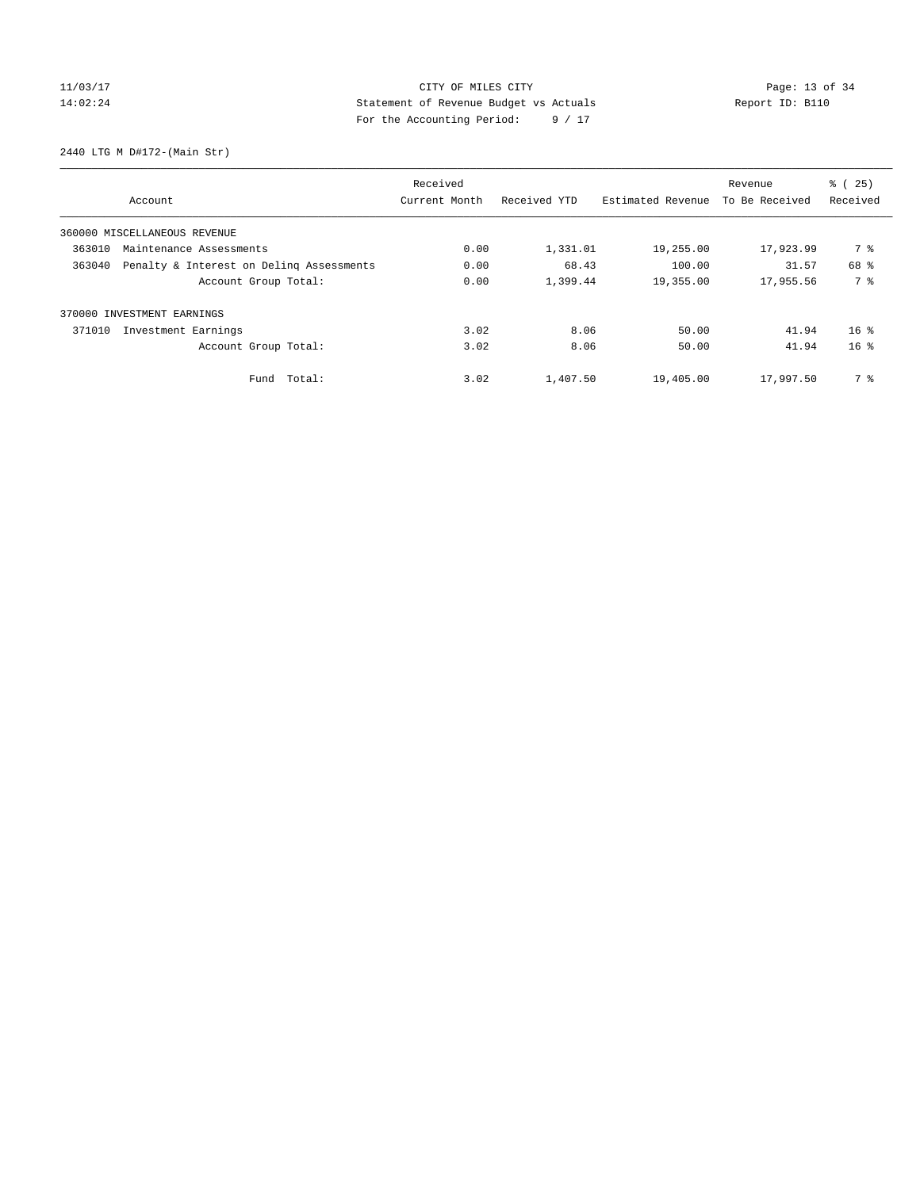CITY OF MILES CITY
Statement of Revenue Budget vs Actuals
For the Accounting Period: 9 / 17

11/03/17
14:02:24

Report ID: B110

2440 LTG M D#172-(Main Str)

| Account | Received Current Month | Received YTD | Estimated Revenue | Revenue To Be Received | % ( 25) Received |
|---|---|---|---|---|---|
| 360000 MISCELLANEOUS REVENUE | | | | | |
| 363010 Maintenance Assessments | 0.00 | 1,331.01 | 19,255.00 | 17,923.99 | 7 % |
| 363040 Penalty & Interest on Delinq Assessments | 0.00 | 68.43 | 100.00 | 31.57 | 68 % |
| Account Group Total: | 0.00 | 1,399.44 | 19,355.00 | 17,955.56 | 7 % |
| 370000 INVESTMENT EARNINGS | | | | | |
| 371010 Investment Earnings | 3.02 | 8.06 | 50.00 | 41.94 | 16 % |
| Account Group Total: | 3.02 | 8.06 | 50.00 | 41.94 | 16 % |
| Fund Total: | 3.02 | 1,407.50 | 19,405.00 | 17,997.50 | 7 % |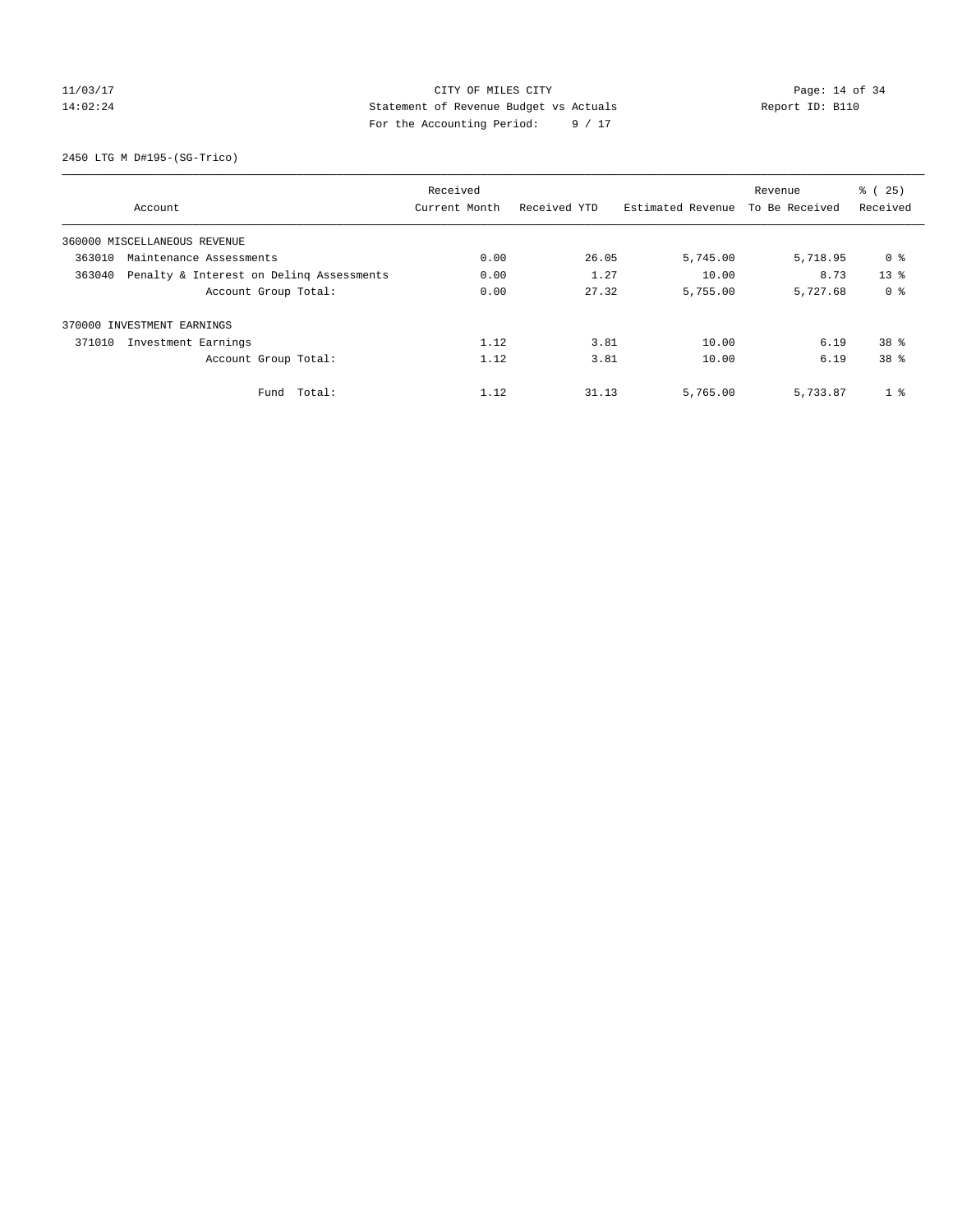CITY OF MILES CITY

Statement of Revenue Budget vs Actuals

For the Accounting Period: 9 / 17

11/03/17 14:02:24 — Report ID: B110

2450 LTG M D#195-(SG-Trico)

| Account | | Received Current Month | Received YTD | Estimated Revenue | Revenue To Be Received | % ( 25) Received |
|---|---|---|---|---|---|---|
| 360000 MISCELLANEOUS REVENUE | | | | | | |
| 363010 | Maintenance Assessments | 0.00 | 26.05 | 5,745.00 | 5,718.95 | 0 % |
| 363040 | Penalty & Interest on Delinq Assessments | 0.00 | 1.27 | 10.00 | 8.73 | 13 % |
| | Account Group Total: | 0.00 | 27.32 | 5,755.00 | 5,727.68 | 0 % |
| 370000 INVESTMENT EARNINGS | | | | | | |
| 371010 | Investment Earnings | 1.12 | 3.81 | 10.00 | 6.19 | 38 % |
| | Account Group Total: | 1.12 | 3.81 | 10.00 | 6.19 | 38 % |
| | Fund Total: | 1.12 | 31.13 | 5,765.00 | 5,733.87 | 1 % |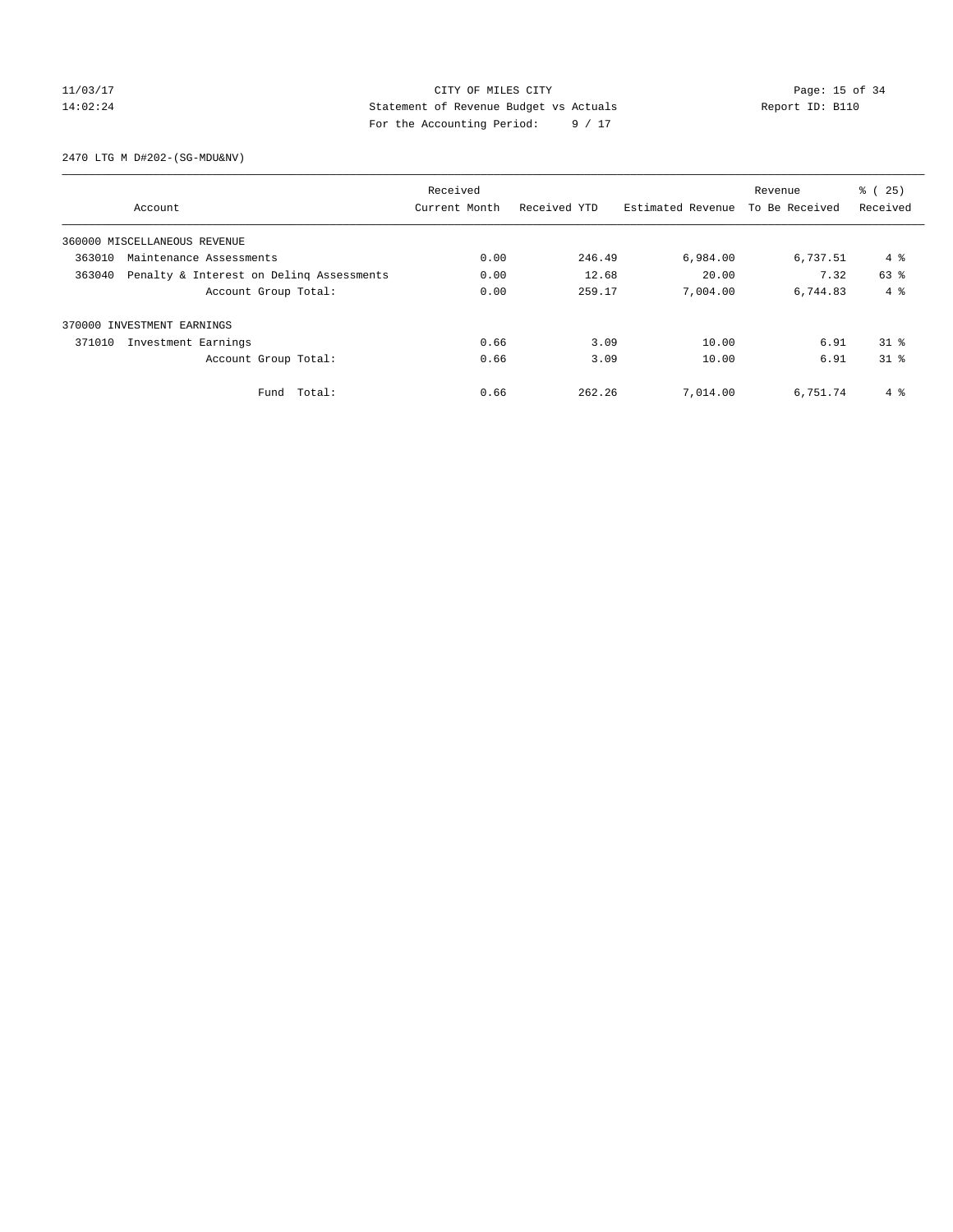CITY OF MILES CITY
Statement of Revenue Budget vs Actuals
For the Accounting Period: 9 / 17

11/03/17
14:02:24

Report ID: B110

2470 LTG M D#202-(SG-MDU&NV)

| Account | Received Current Month | Received YTD | Estimated Revenue | Revenue To Be Received | % ( 25) Received |
|---|---|---|---|---|---|
| 360000 MISCELLANEOUS REVENUE | | | | | |
| 363010 Maintenance Assessments | 0.00 | 246.49 | 6,984.00 | 6,737.51 | 4 % |
| 363040 Penalty & Interest on Delinq Assessments | 0.00 | 12.68 | 20.00 | 7.32 | 63 % |
| Account Group Total: | 0.00 | 259.17 | 7,004.00 | 6,744.83 | 4 % |
| 370000 INVESTMENT EARNINGS | | | | | |
| 371010 Investment Earnings | 0.66 | 3.09 | 10.00 | 6.91 | 31 % |
| Account Group Total: | 0.66 | 3.09 | 10.00 | 6.91 | 31 % |
| Fund Total: | 0.66 | 262.26 | 7,014.00 | 6,751.74 | 4 % |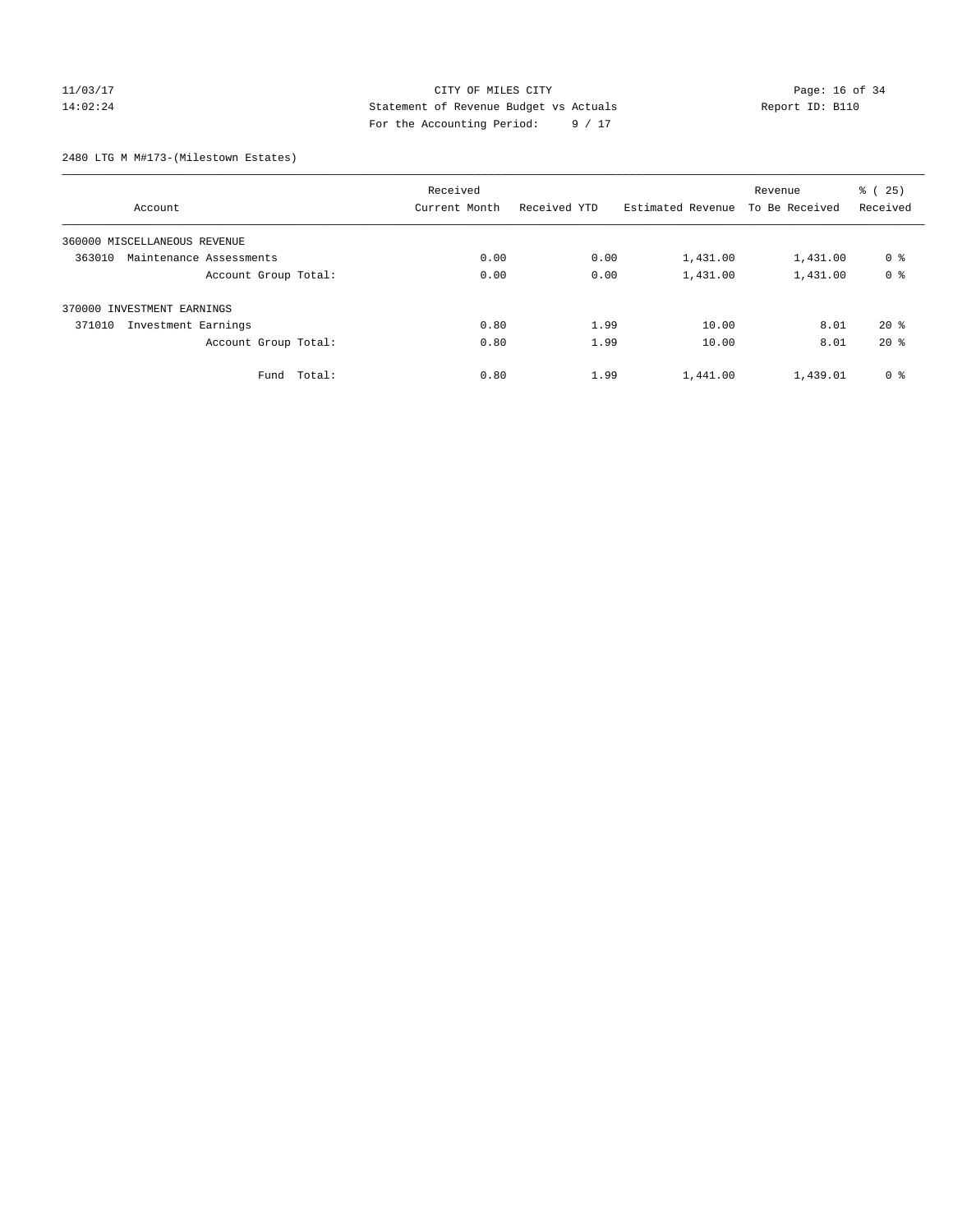CITY OF MILES CITY
Statement of Revenue Budget vs Actuals
For the Accounting Period: 9 / 17

11/03/17
14:02:24

Report ID: B110

2480 LTG M M#173-(Milestown Estates)

| Account | Received Current Month | Received YTD | Estimated Revenue | Revenue To Be Received | % ( 25) Received |
|---|---|---|---|---|---|
| 360000 MISCELLANEOUS REVENUE | | | | | |
| 363010 Maintenance Assessments | 0.00 | 0.00 | 1,431.00 | 1,431.00 | 0 % |
| Account Group Total: | 0.00 | 0.00 | 1,431.00 | 1,431.00 | 0 % |
| 370000 INVESTMENT EARNINGS | | | | | |
| 371010 Investment Earnings | 0.80 | 1.99 | 10.00 | 8.01 | 20 % |
| Account Group Total: | 0.80 | 1.99 | 10.00 | 8.01 | 20 % |
| Fund Total: | 0.80 | 1.99 | 1,441.00 | 1,439.01 | 0 % |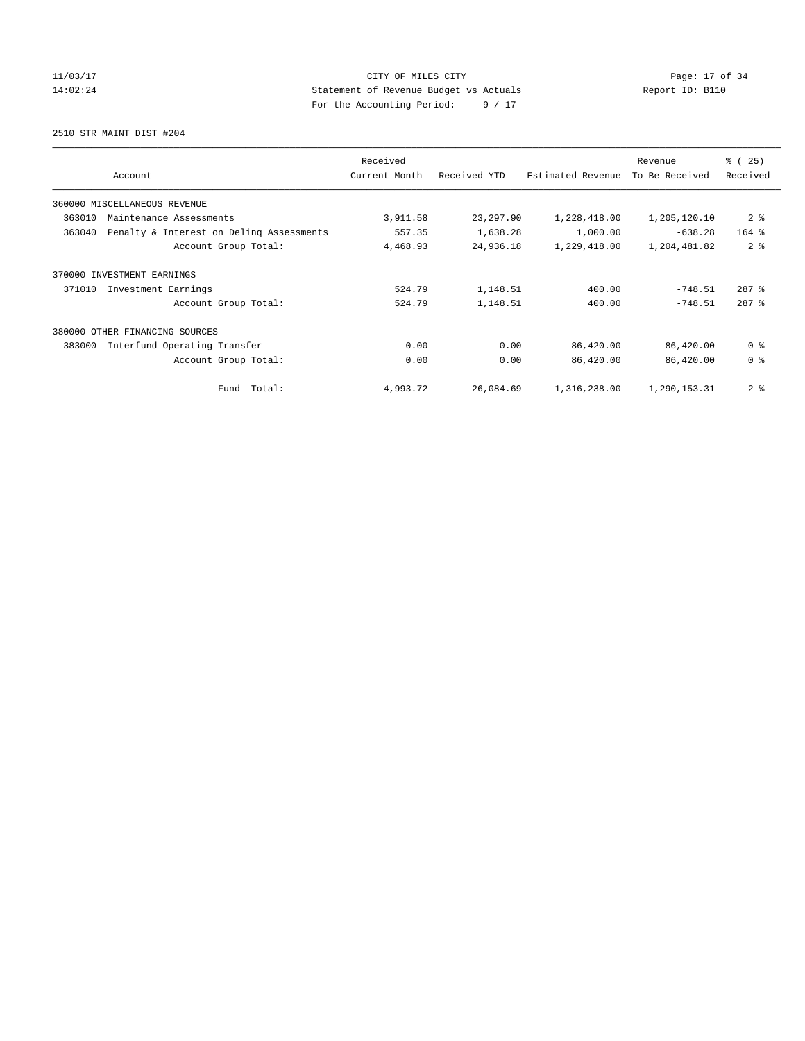11/03/17 CITY OF MILES CITY
14:02:24 Statement of Revenue Budget vs Actuals Report ID: B110
For the Accounting Period: 9 / 17

2510 STR MAINT DIST #204

| Account | Received Current Month | Received YTD | Estimated Revenue | Revenue To Be Received | % ( 25) Received |
|---|---|---|---|---|---|
| 360000 MISCELLANEOUS REVENUE | | | | | |
| 363010 Maintenance Assessments | 3,911.58 | 23,297.90 | 1,228,418.00 | 1,205,120.10 | 2 % |
| 363040 Penalty & Interest on Delinq Assessments | 557.35 | 1,638.28 | 1,000.00 | -638.28 | 164 % |
| Account Group Total: | 4,468.93 | 24,936.18 | 1,229,418.00 | 1,204,481.82 | 2 % |
| 370000 INVESTMENT EARNINGS | | | | | |
| 371010 Investment Earnings | 524.79 | 1,148.51 | 400.00 | -748.51 | 287 % |
| Account Group Total: | 524.79 | 1,148.51 | 400.00 | -748.51 | 287 % |
| 380000 OTHER FINANCING SOURCES | | | | | |
| 383000 Interfund Operating Transfer | 0.00 | 0.00 | 86,420.00 | 86,420.00 | 0 % |
| Account Group Total: | 0.00 | 0.00 | 86,420.00 | 86,420.00 | 0 % |
| Fund Total: | 4,993.72 | 26,084.69 | 1,316,238.00 | 1,290,153.31 | 2 % |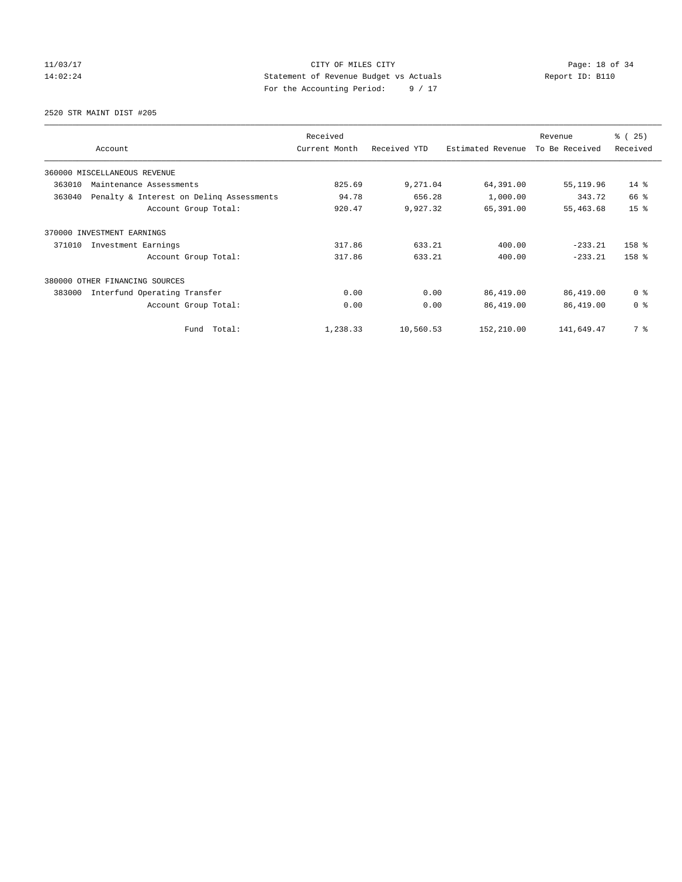CITY OF MILES CITY
Statement of Revenue Budget vs Actuals
For the Accounting Period: 9 / 17

11/03/17
14:02:24

Report ID: B110

2520 STR MAINT DIST #205

| Account | Received Current Month | Received YTD | Estimated Revenue | Revenue To Be Received | % ( 25) Received |
|---|---|---|---|---|---|
| 360000 MISCELLANEOUS REVENUE | | | | | |
| 363010 Maintenance Assessments | 825.69 | 9,271.04 | 64,391.00 | 55,119.96 | 14 % |
| 363040 Penalty & Interest on Delinq Assessments | 94.78 | 656.28 | 1,000.00 | 343.72 | 66 % |
| Account Group Total: | 920.47 | 9,927.32 | 65,391.00 | 55,463.68 | 15 % |
| 370000 INVESTMENT EARNINGS | | | | | |
| 371010 Investment Earnings | 317.86 | 633.21 | 400.00 | -233.21 | 158 % |
| Account Group Total: | 317.86 | 633.21 | 400.00 | -233.21 | 158 % |
| 380000 OTHER FINANCING SOURCES | | | | | |
| 383000 Interfund Operating Transfer | 0.00 | 0.00 | 86,419.00 | 86,419.00 | 0 % |
| Account Group Total: | 0.00 | 0.00 | 86,419.00 | 86,419.00 | 0 % |
| Fund Total: | 1,238.33 | 10,560.53 | 152,210.00 | 141,649.47 | 7 % |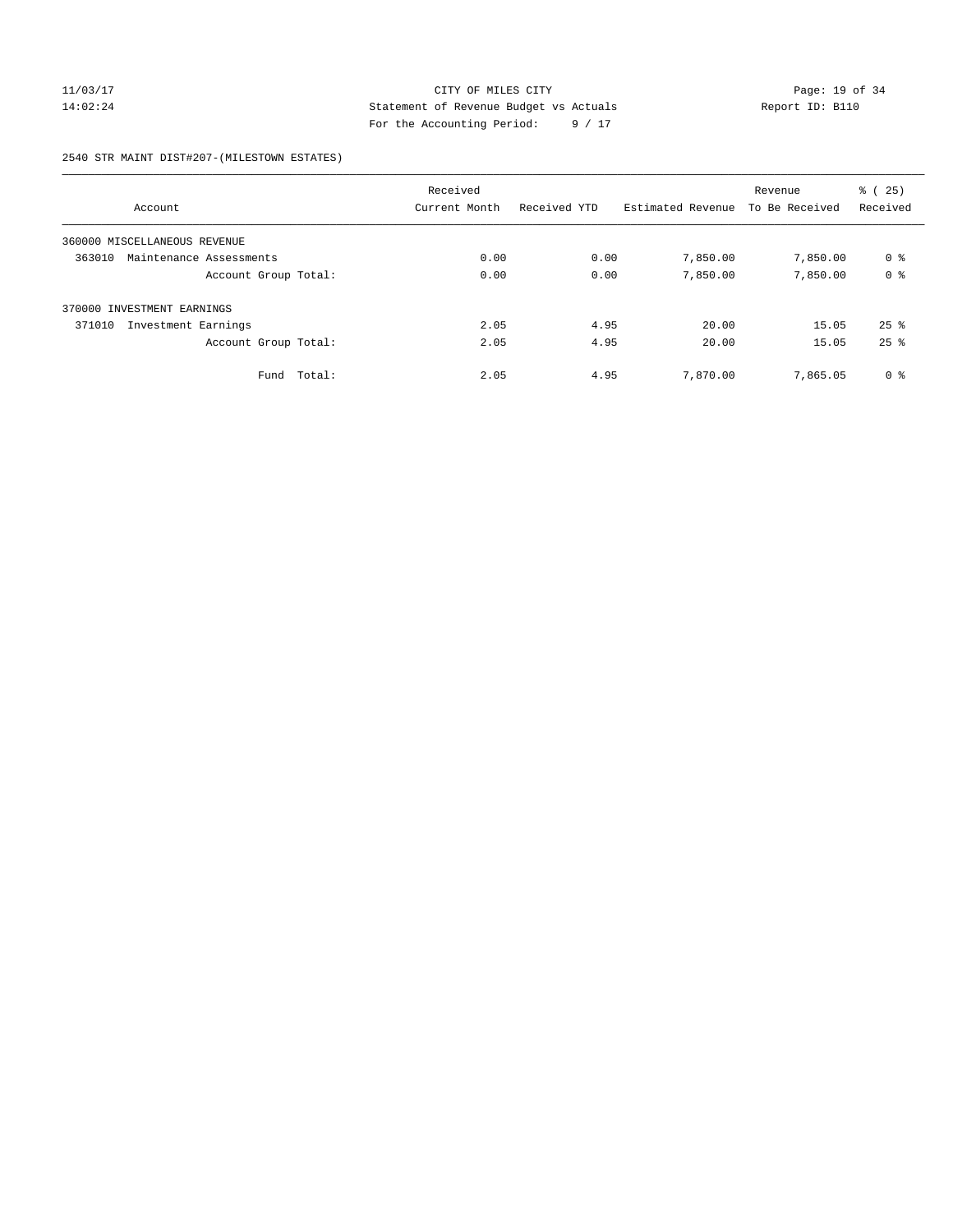CITY OF MILES CITY

Statement of Revenue Budget vs Actuals

For the Accounting Period: 9 / 17

11/03/17
14:02:24

Report ID: B110

2540 STR MAINT DIST#207-(MILESTOWN ESTATES)

| Account | Received Current Month | Received YTD | Estimated Revenue | Revenue To Be Received | % ( 25) Received |
|---|---|---|---|---|---|
| 360000 MISCELLANEOUS REVENUE | | | | | |
| 363010 Maintenance Assessments | 0.00 | 0.00 | 7,850.00 | 7,850.00 | 0 % |
| Account Group Total: | 0.00 | 0.00 | 7,850.00 | 7,850.00 | 0 % |
| 370000 INVESTMENT EARNINGS | | | | | |
| 371010 Investment Earnings | 2.05 | 4.95 | 20.00 | 15.05 | 25 % |
| Account Group Total: | 2.05 | 4.95 | 20.00 | 15.05 | 25 % |
| Fund Total: | 2.05 | 4.95 | 7,870.00 | 7,865.05 | 0 % |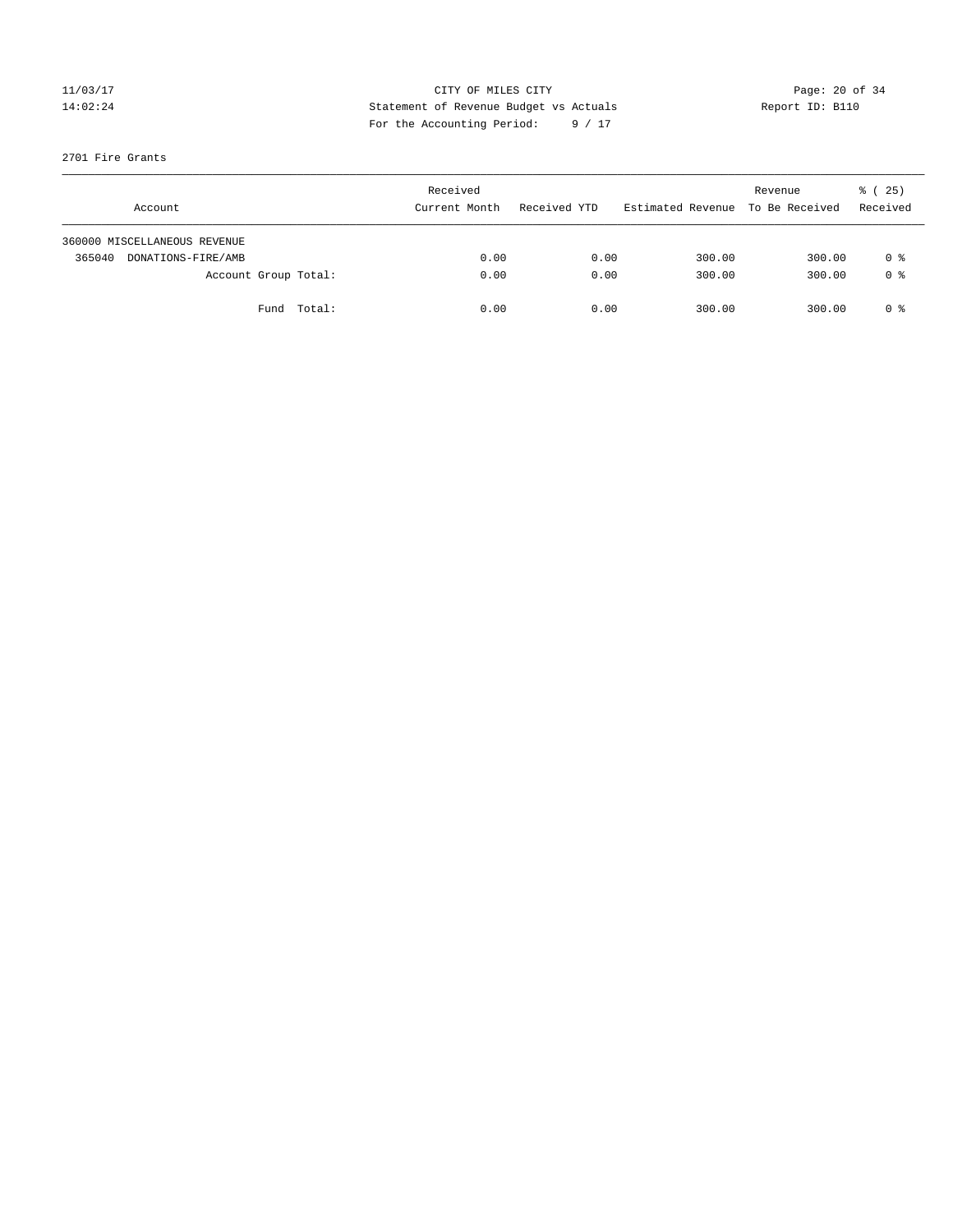CITY OF MILES CITY
Statement of Revenue Budget vs Actuals
For the Accounting Period: 9 / 17

11/03/17
14:02:24

Report ID: B110

2701 Fire Grants

| Account | Received Current Month | Received YTD | Estimated Revenue | Revenue To Be Received | % ( 25) Received |
|---|---|---|---|---|---|
| 360000 MISCELLANEOUS REVENUE | | | | | |
| 365040 DONATIONS-FIRE/AMB | 0.00 | 0.00 | 300.00 | 300.00 | 0 % |
| Account Group Total: | 0.00 | 0.00 | 300.00 | 300.00 | 0 % |
| Fund Total: | 0.00 | 0.00 | 300.00 | 300.00 | 0 % |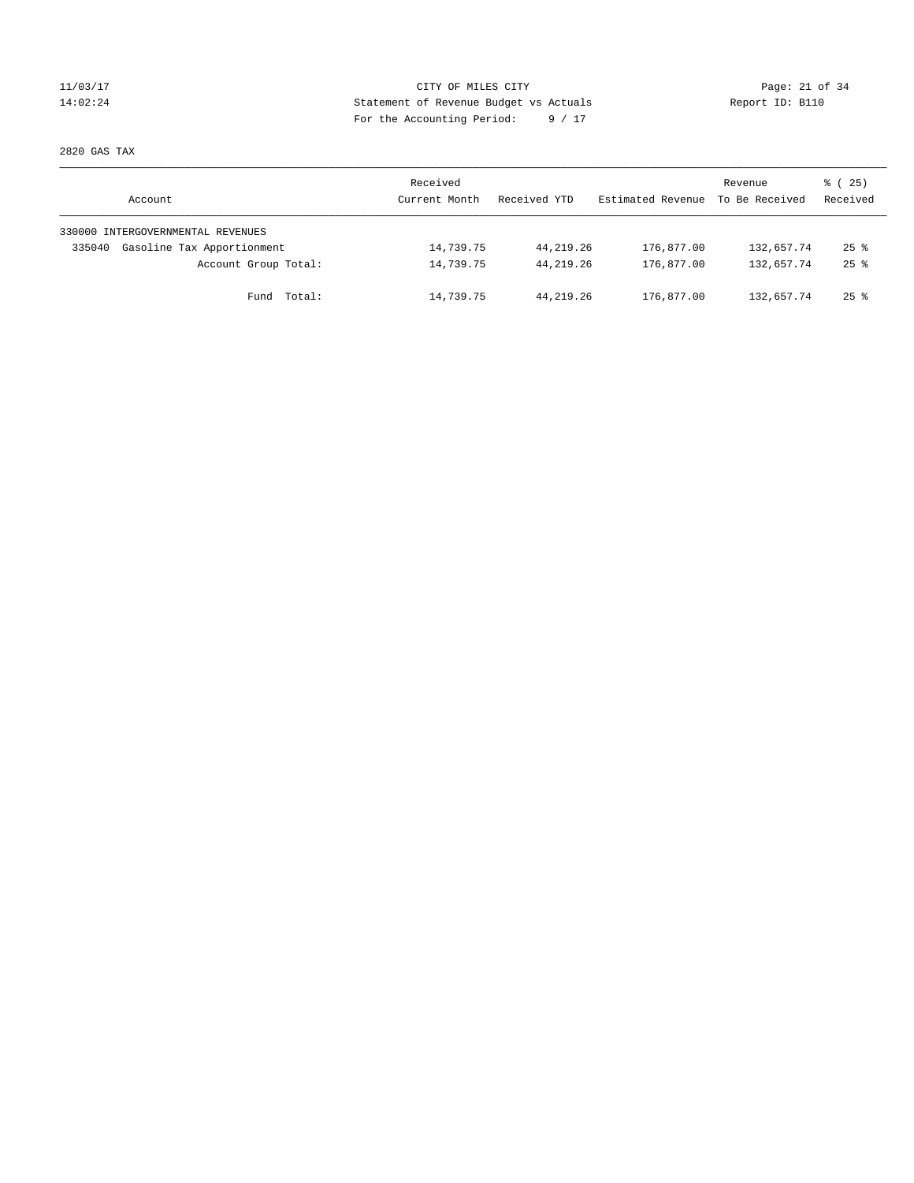CITY OF MILES CITY
Statement of Revenue Budget vs Actuals
For the Accounting Period: 9 / 17

11/03/17
14:02:24

Report ID: B110

2820 GAS TAX

| Account | Received Current Month | Received YTD | Estimated Revenue | Revenue To Be Received | % ( 25) Received |
|---|---|---|---|---|---|
| 330000 INTERGOVERNMENTAL REVENUES | | | | | |
| 335040 Gasoline Tax Apportionment | 14,739.75 | 44,219.26 | 176,877.00 | 132,657.74 | 25 % |
| Account Group Total: | 14,739.75 | 44,219.26 | 176,877.00 | 132,657.74 | 25 % |
| Fund Total: | 14,739.75 | 44,219.26 | 176,877.00 | 132,657.74 | 25 % |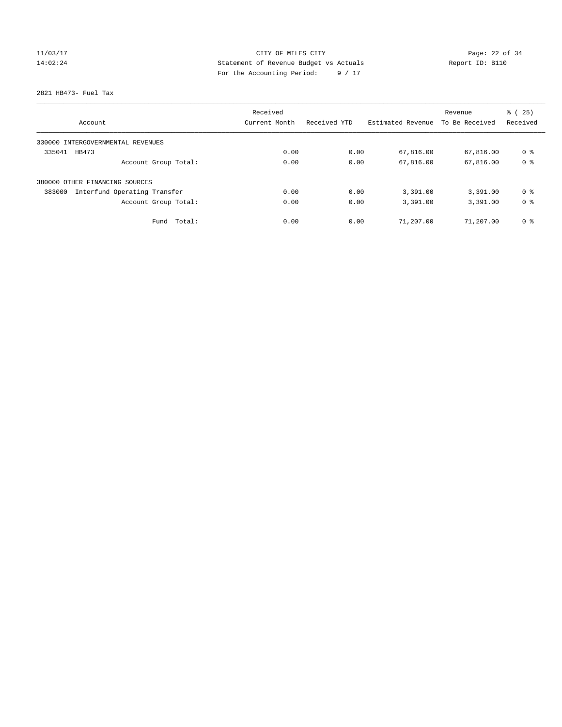CITY OF MILES CITY
Statement of Revenue Budget vs Actuals
For the Accounting Period: 9 / 17

11/03/17
14:02:24

Report ID: B110

2821 HB473- Fuel Tax

| Account | Received Current Month | Received YTD | Estimated Revenue | Revenue To Be Received | % ( 25) Received |
|---|---|---|---|---|---|
| 330000 INTERGOVERNMENTAL REVENUES | | | | | |
| 335041 HB473 | 0.00 | 0.00 | 67,816.00 | 67,816.00 | 0 % |
| Account Group Total: | 0.00 | 0.00 | 67,816.00 | 67,816.00 | 0 % |
| 380000 OTHER FINANCING SOURCES | | | | | |
| 383000 Interfund Operating Transfer | 0.00 | 0.00 | 3,391.00 | 3,391.00 | 0 % |
| Account Group Total: | 0.00 | 0.00 | 3,391.00 | 3,391.00 | 0 % |
| Fund Total: | 0.00 | 0.00 | 71,207.00 | 71,207.00 | 0 % |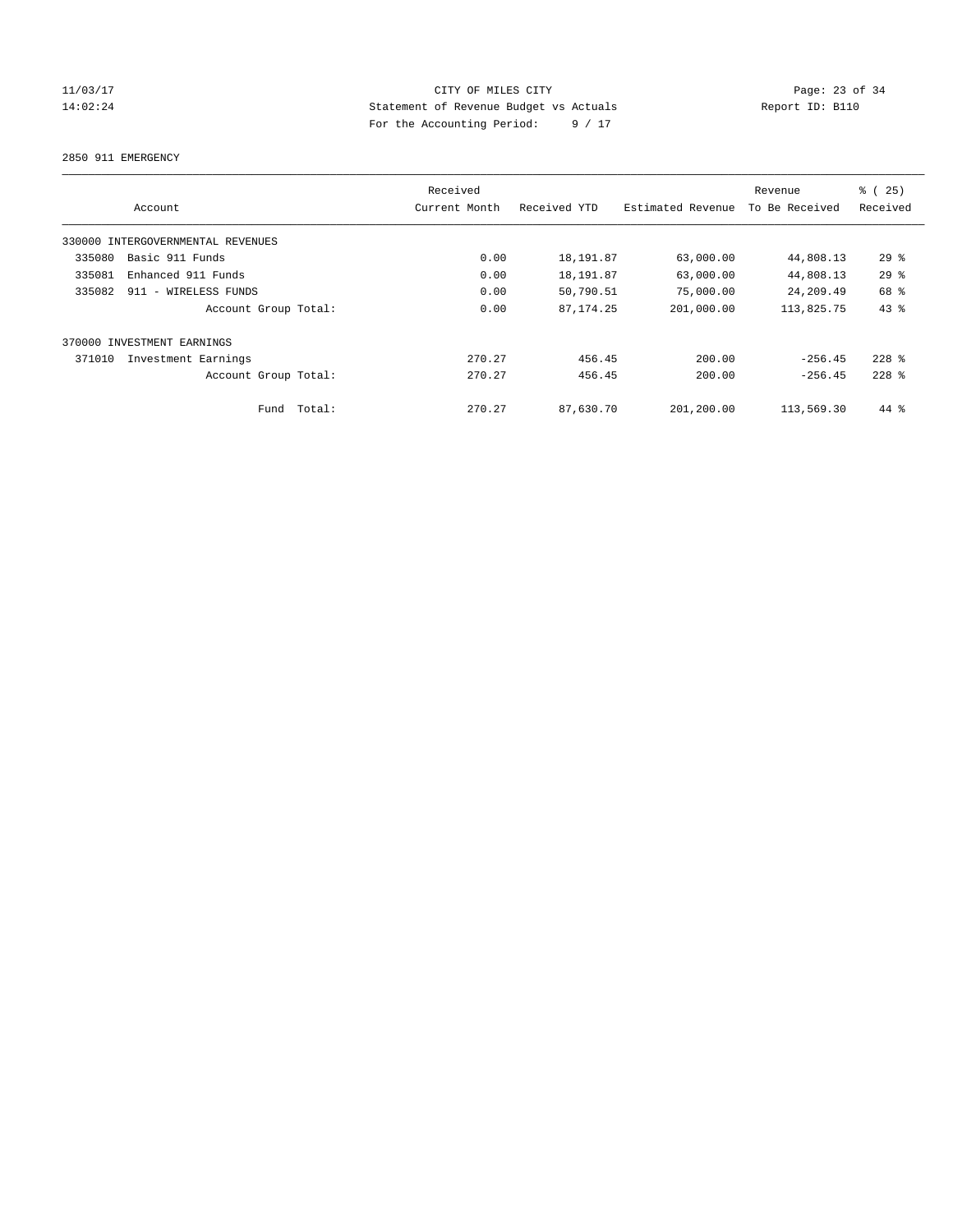CITY OF MILES CITY
Statement of Revenue Budget vs Actuals
For the Accounting Period: 9 / 17

2850 911 EMERGENCY

| Account | Received Current Month | Received YTD | Estimated Revenue | Revenue To Be Received | % ( 25) Received |
|---|---|---|---|---|---|
| 330000 INTERGOVERNMENTAL REVENUES | | | | | |
| 335080 Basic 911 Funds | 0.00 | 18,191.87 | 63,000.00 | 44,808.13 | 29 % |
| 335081 Enhanced 911 Funds | 0.00 | 18,191.87 | 63,000.00 | 44,808.13 | 29 % |
| 335082 911 - WIRELESS FUNDS | 0.00 | 50,790.51 | 75,000.00 | 24,209.49 | 68 % |
| Account Group Total: | 0.00 | 87,174.25 | 201,000.00 | 113,825.75 | 43 % |
| 370000 INVESTMENT EARNINGS | | | | | |
| 371010 Investment Earnings | 270.27 | 456.45 | 200.00 | -256.45 | 228 % |
| Account Group Total: | 270.27 | 456.45 | 200.00 | -256.45 | 228 % |
| Fund Total: | 270.27 | 87,630.70 | 201,200.00 | 113,569.30 | 44 % |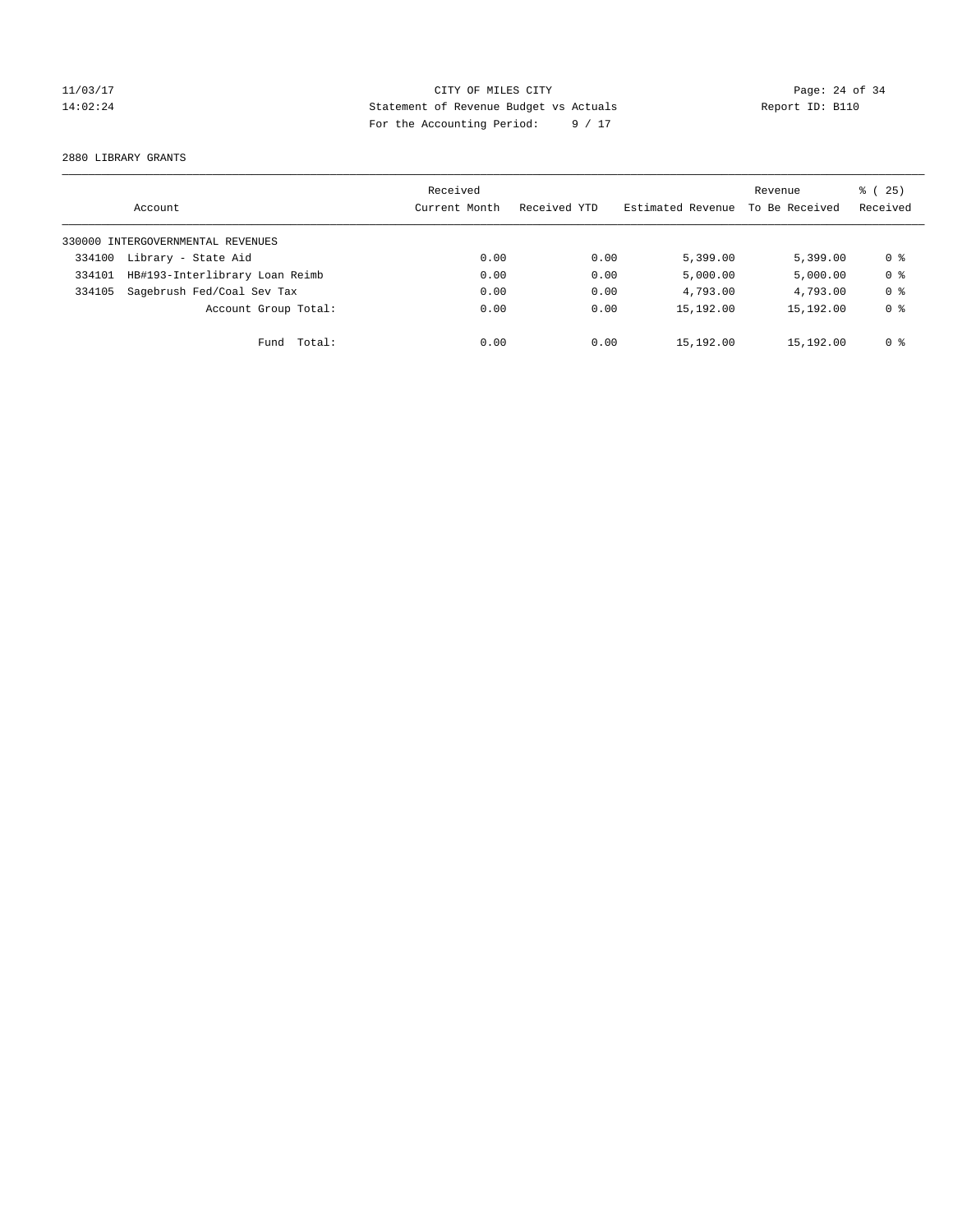CITY OF MILES CITY
Statement of Revenue Budget vs Actuals
For the Accounting Period: 9 / 17

11/03/17
14:02:24

Report ID: B110

2880 LIBRARY GRANTS

| Account | Received Current Month | Received YTD | Estimated Revenue | Revenue To Be Received | % ( 25) Received |
|---|---|---|---|---|---|
| 330000 INTERGOVERNMENTAL REVENUES | | | | | |
| 334100 Library - State Aid | 0.00 | 0.00 | 5,399.00 | 5,399.00 | 0 % |
| 334101 HB#193-Interlibrary Loan Reimb | 0.00 | 0.00 | 5,000.00 | 5,000.00 | 0 % |
| 334105 Sagebrush Fed/Coal Sev Tax | 0.00 | 0.00 | 4,793.00 | 4,793.00 | 0 % |
| Account Group Total: | 0.00 | 0.00 | 15,192.00 | 15,192.00 | 0 % |
| Fund Total: | 0.00 | 0.00 | 15,192.00 | 15,192.00 | 0 % |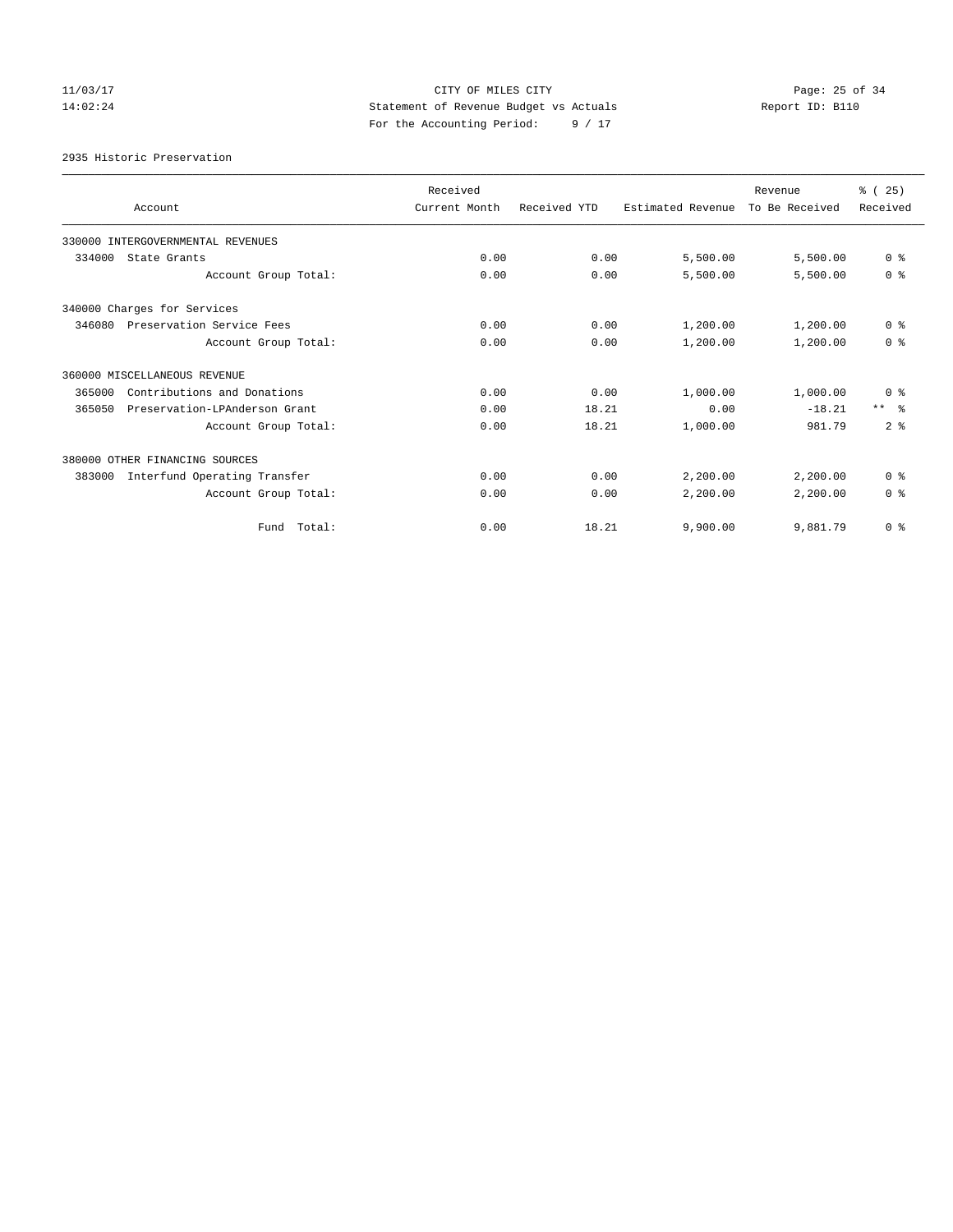CITY OF MILES CITY
Statement of Revenue Budget vs Actuals
For the Accounting Period: 9 / 17

11/03/17
14:02:24

Report ID: B110

2935 Historic Preservation

| Account | Received Current Month | Received YTD | Estimated Revenue | Revenue To Be Received | % ( 25) Received |
|---|---|---|---|---|---|
| 330000 INTERGOVERNMENTAL REVENUES | | | | | |
| 334000 State Grants | 0.00 | 0.00 | 5,500.00 | 5,500.00 | 0 % |
| Account Group Total: | 0.00 | 0.00 | 5,500.00 | 5,500.00 | 0 % |
| 340000 Charges for Services | | | | | |
| 346080 Preservation Service Fees | 0.00 | 0.00 | 1,200.00 | 1,200.00 | 0 % |
| Account Group Total: | 0.00 | 0.00 | 1,200.00 | 1,200.00 | 0 % |
| 360000 MISCELLANEOUS REVENUE | | | | | |
| 365000 Contributions and Donations | 0.00 | 0.00 | 1,000.00 | 1,000.00 | 0 % |
| 365050 Preservation-LPAnderson Grant | 0.00 | 18.21 | 0.00 | -18.21 | ** % |
| Account Group Total: | 0.00 | 18.21 | 1,000.00 | 981.79 | 2 % |
| 380000 OTHER FINANCING SOURCES | | | | | |
| 383000 Interfund Operating Transfer | 0.00 | 0.00 | 2,200.00 | 2,200.00 | 0 % |
| Account Group Total: | 0.00 | 0.00 | 2,200.00 | 2,200.00 | 0 % |
| Fund Total: | 0.00 | 18.21 | 9,900.00 | 9,881.79 | 0 % |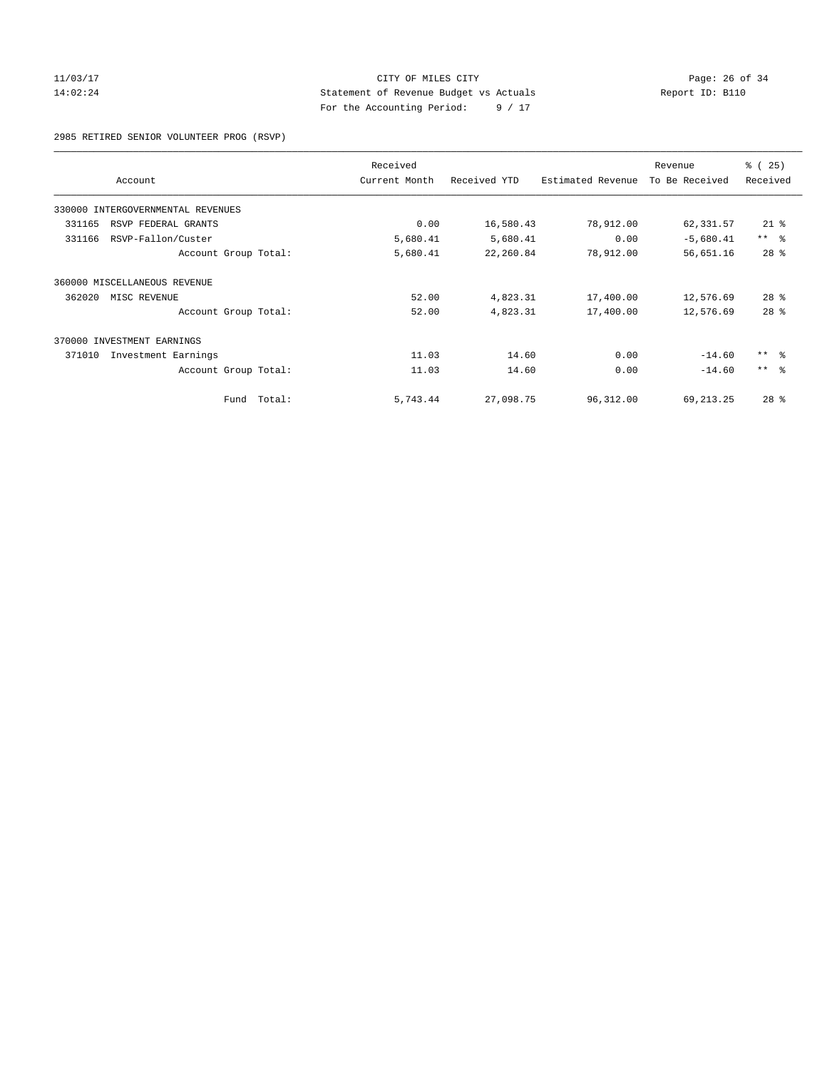CITY OF MILES CITY
Statement of Revenue Budget vs Actuals
For the Accounting Period: 9 / 17

11/03/17
14:02:24

Report ID: B110

2985 RETIRED SENIOR VOLUNTEER PROG (RSVP)

| Account | Received Current Month | Received YTD | Estimated Revenue | Revenue To Be Received | % ( 25) Received |
|---|---|---|---|---|---|
| 330000 INTERGOVERNMENTAL REVENUES | | | | | |
| 331165 RSVP FEDERAL GRANTS | 0.00 | 16,580.43 | 78,912.00 | 62,331.57 | 21 % |
| 331166 RSVP-Fallon/Custer | 5,680.41 | 5,680.41 | 0.00 | -5,680.41 | ** % |
| Account Group Total: | 5,680.41 | 22,260.84 | 78,912.00 | 56,651.16 | 28 % |
| 360000 MISCELLANEOUS REVENUE | | | | | |
| 362020 MISC REVENUE | 52.00 | 4,823.31 | 17,400.00 | 12,576.69 | 28 % |
| Account Group Total: | 52.00 | 4,823.31 | 17,400.00 | 12,576.69 | 28 % |
| 370000 INVESTMENT EARNINGS | | | | | |
| 371010 Investment Earnings | 11.03 | 14.60 | 0.00 | -14.60 | ** % |
| Account Group Total: | 11.03 | 14.60 | 0.00 | -14.60 | ** % |
| Fund Total: | 5,743.44 | 27,098.75 | 96,312.00 | 69,213.25 | 28 % |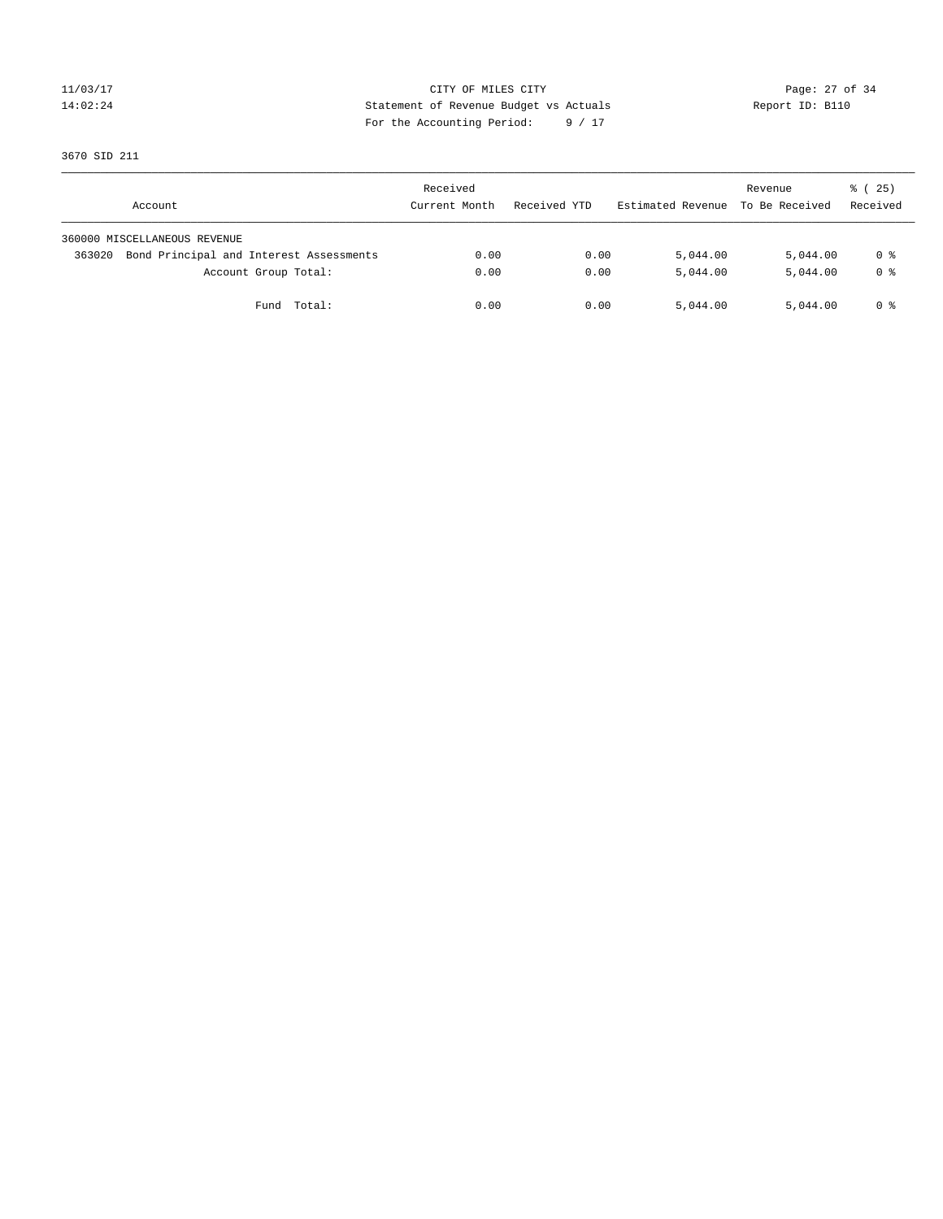CITY OF MILES CITY
Statement of Revenue Budget vs Actuals
For the Accounting Period: 9 / 17

11/03/17
14:02:24

Report ID: B110

3670 SID 211

| Account | Received Current Month | Received YTD | Estimated Revenue | Revenue To Be Received | % ( 25) Received |
|---|---|---|---|---|---|
| 360000 MISCELLANEOUS REVENUE | | | | | |
| 363020 Bond Principal and Interest Assessments | 0.00 | 0.00 | 5,044.00 | 5,044.00 | 0 % |
| Account Group Total: | 0.00 | 0.00 | 5,044.00 | 5,044.00 | 0 % |
| Fund Total: | 0.00 | 0.00 | 5,044.00 | 5,044.00 | 0 % |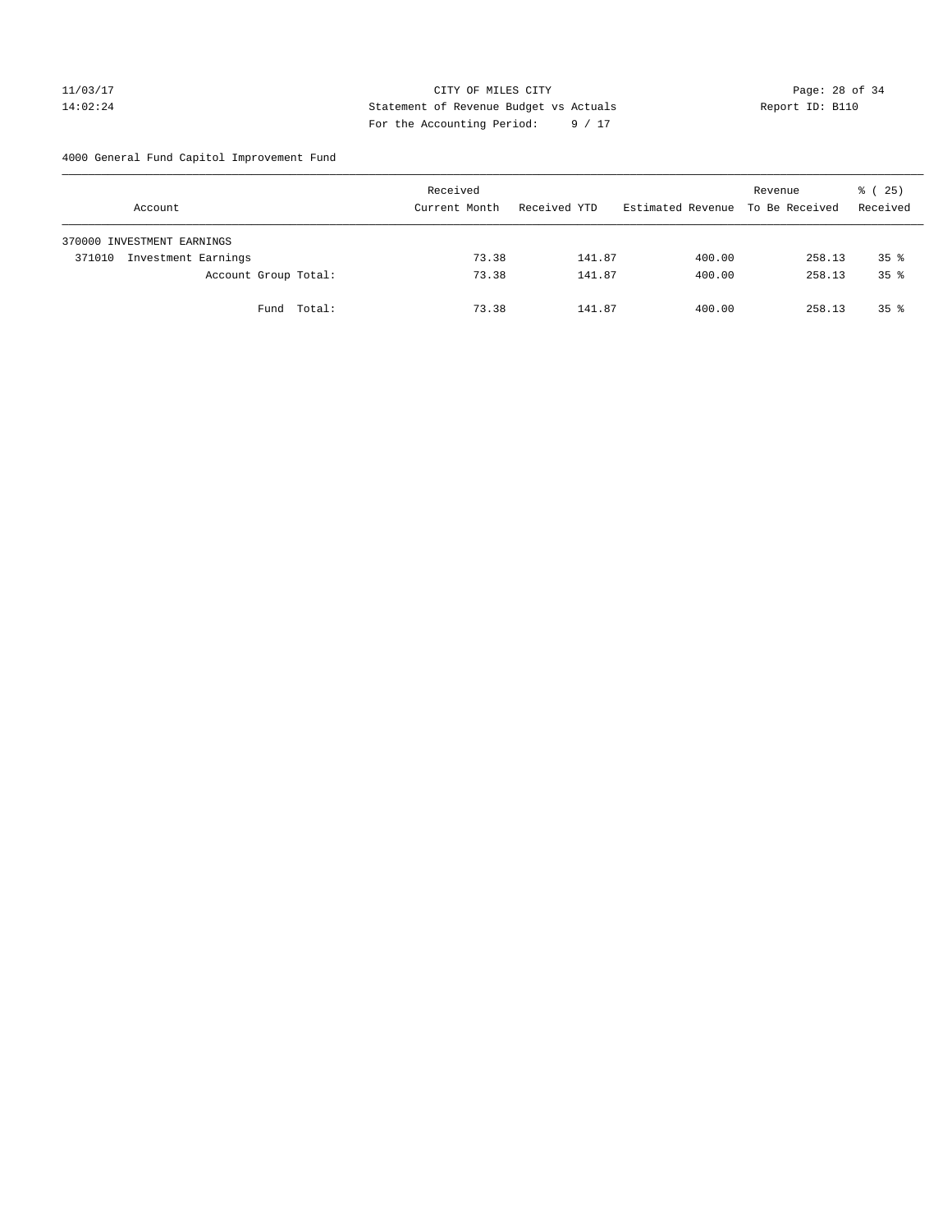11/03/17 CITY OF MILES CITY
14:02:24 Statement of Revenue Budget vs Actuals Report ID: B110
For the Accounting Period: 9 / 17

4000 General Fund Capitol Improvement Fund

| Account | Received Current Month | Received YTD | Estimated Revenue | Revenue To Be Received | % ( 25) Received |
|---|---|---|---|---|---|
| 370000 INVESTMENT EARNINGS | | | | | |
| 371010 Investment Earnings | 73.38 | 141.87 | 400.00 | 258.13 | 35 % |
| Account Group Total: | 73.38 | 141.87 | 400.00 | 258.13 | 35 % |
| Fund Total: | 73.38 | 141.87 | 400.00 | 258.13 | 35 % |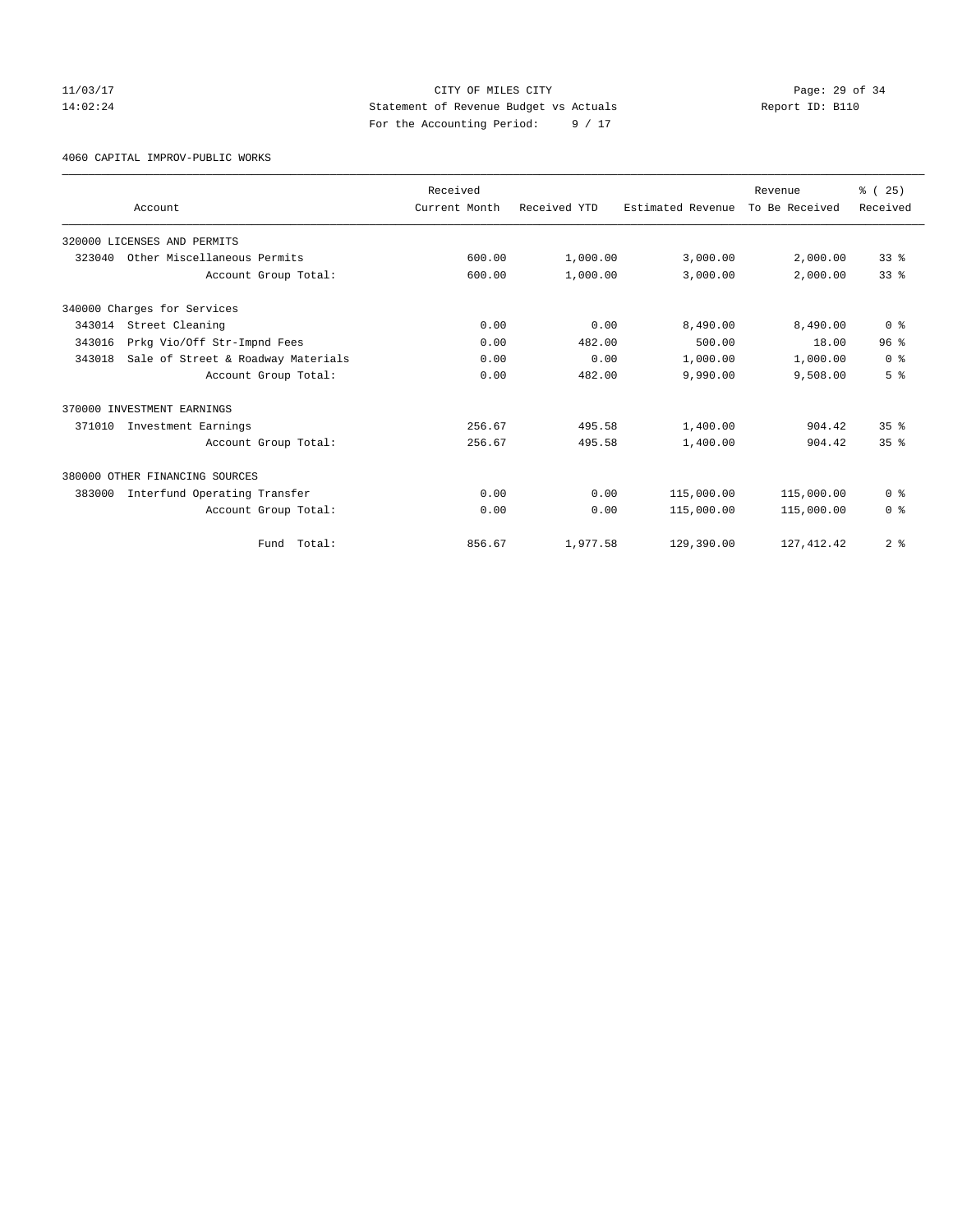CITY OF MILES CITY
Statement of Revenue Budget vs Actuals
For the Accounting Period: 9 / 17

11/03/17
14:02:24

Report ID: B110

4060 CAPITAL IMPROV-PUBLIC WORKS

| Account | Received Current Month | Received YTD | Estimated Revenue | Revenue To Be Received | % ( 25) Received |
|---|---|---|---|---|---|
| 320000 LICENSES AND PERMITS | | | | | |
| 323040 Other Miscellaneous Permits | 600.00 | 1,000.00 | 3,000.00 | 2,000.00 | 33 % |
| Account Group Total: | 600.00 | 1,000.00 | 3,000.00 | 2,000.00 | 33 % |
| 340000 Charges for Services | | | | | |
| 343014 Street Cleaning | 0.00 | 0.00 | 8,490.00 | 8,490.00 | 0 % |
| 343016 Prkg Vio/Off Str-Impnd Fees | 0.00 | 482.00 | 500.00 | 18.00 | 96 % |
| 343018 Sale of Street & Roadway Materials | 0.00 | 0.00 | 1,000.00 | 1,000.00 | 0 % |
| Account Group Total: | 0.00 | 482.00 | 9,990.00 | 9,508.00 | 5 % |
| 370000 INVESTMENT EARNINGS | | | | | |
| 371010 Investment Earnings | 256.67 | 495.58 | 1,400.00 | 904.42 | 35 % |
| Account Group Total: | 256.67 | 495.58 | 1,400.00 | 904.42 | 35 % |
| 380000 OTHER FINANCING SOURCES | | | | | |
| 383000 Interfund Operating Transfer | 0.00 | 0.00 | 115,000.00 | 115,000.00 | 0 % |
| Account Group Total: | 0.00 | 0.00 | 115,000.00 | 115,000.00 | 0 % |
| Fund Total: | 856.67 | 1,977.58 | 129,390.00 | 127,412.42 | 2 % |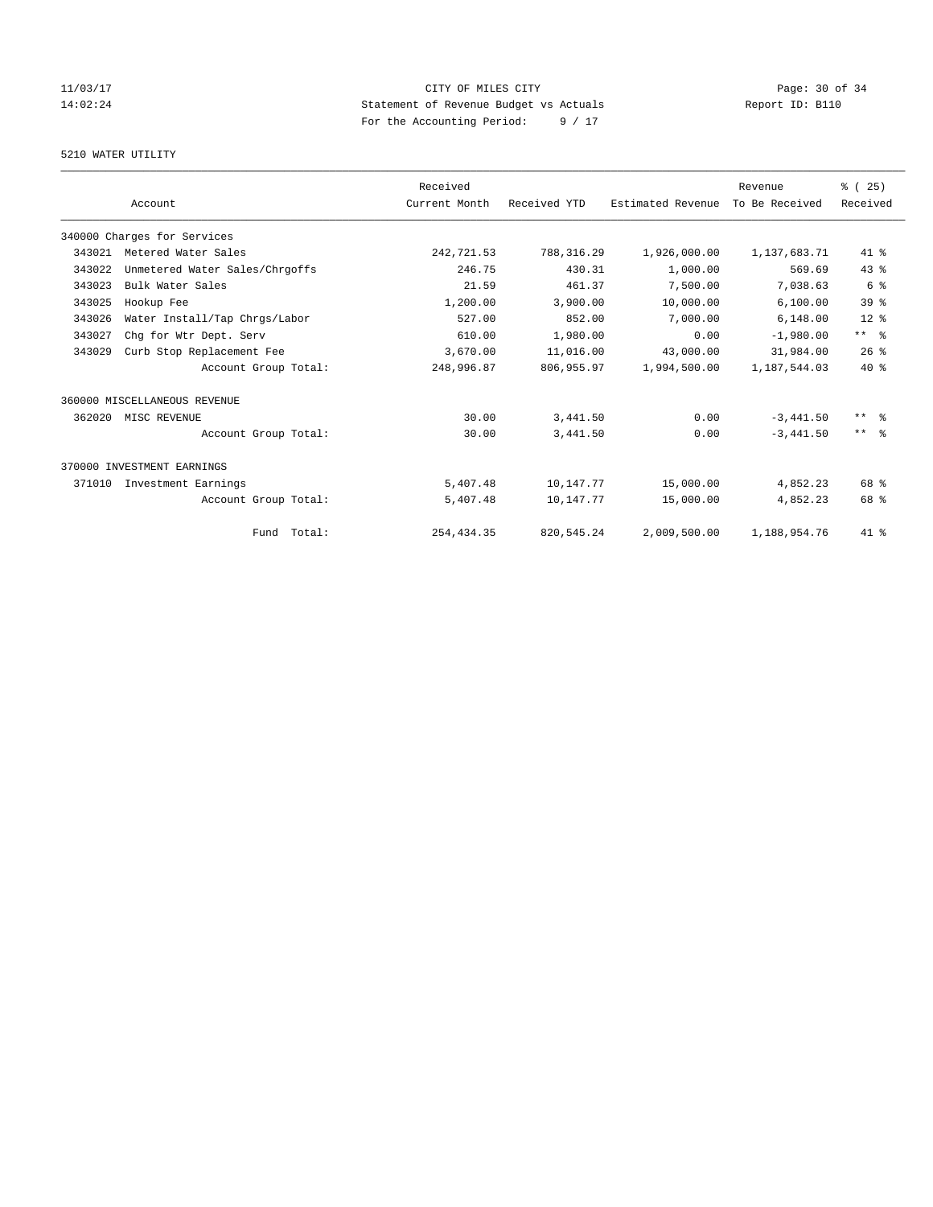CITY OF MILES CITY
Statement of Revenue Budget vs Actuals
For the Accounting Period: 9 / 17

11/03/17
14:02:24

Report ID: B110

## 5210 WATER UTILITY

| Account | | Received Current Month | Received YTD | Estimated Revenue | Revenue To Be Received | % ( 25) Received |
|---|---|---|---|---|---|---|
| 340000 Charges for Services | | | | | | |
| 343021 | Metered Water Sales | 242,721.53 | 788,316.29 | 1,926,000.00 | 1,137,683.71 | 41 % |
| 343022 | Unmetered Water Sales/Chrgoffs | 246.75 | 430.31 | 1,000.00 | 569.69 | 43 % |
| 343023 | Bulk Water Sales | 21.59 | 461.37 | 7,500.00 | 7,038.63 | 6 % |
| 343025 | Hookup Fee | 1,200.00 | 3,900.00 | 10,000.00 | 6,100.00 | 39 % |
| 343026 | Water Install/Tap Chrgs/Labor | 527.00 | 852.00 | 7,000.00 | 6,148.00 | 12 % |
| 343027 | Chg for Wtr Dept. Serv | 610.00 | 1,980.00 | 0.00 | -1,980.00 | ** % |
| 343029 | Curb Stop Replacement Fee | 3,670.00 | 11,016.00 | 43,000.00 | 31,984.00 | 26 % |
| | Account Group Total: | 248,996.87 | 806,955.97 | 1,994,500.00 | 1,187,544.03 | 40 % |
| 360000 MISCELLANEOUS REVENUE | | | | | | |
| 362020 | MISC REVENUE | 30.00 | 3,441.50 | 0.00 | -3,441.50 | ** % |
| | Account Group Total: | 30.00 | 3,441.50 | 0.00 | -3,441.50 | ** % |
| 370000 INVESTMENT EARNINGS | | | | | | |
| 371010 | Investment Earnings | 5,407.48 | 10,147.77 | 15,000.00 | 4,852.23 | 68 % |
| | Account Group Total: | 5,407.48 | 10,147.77 | 15,000.00 | 4,852.23 | 68 % |
| | Fund Total: | 254,434.35 | 820,545.24 | 2,009,500.00 | 1,188,954.76 | 41 % |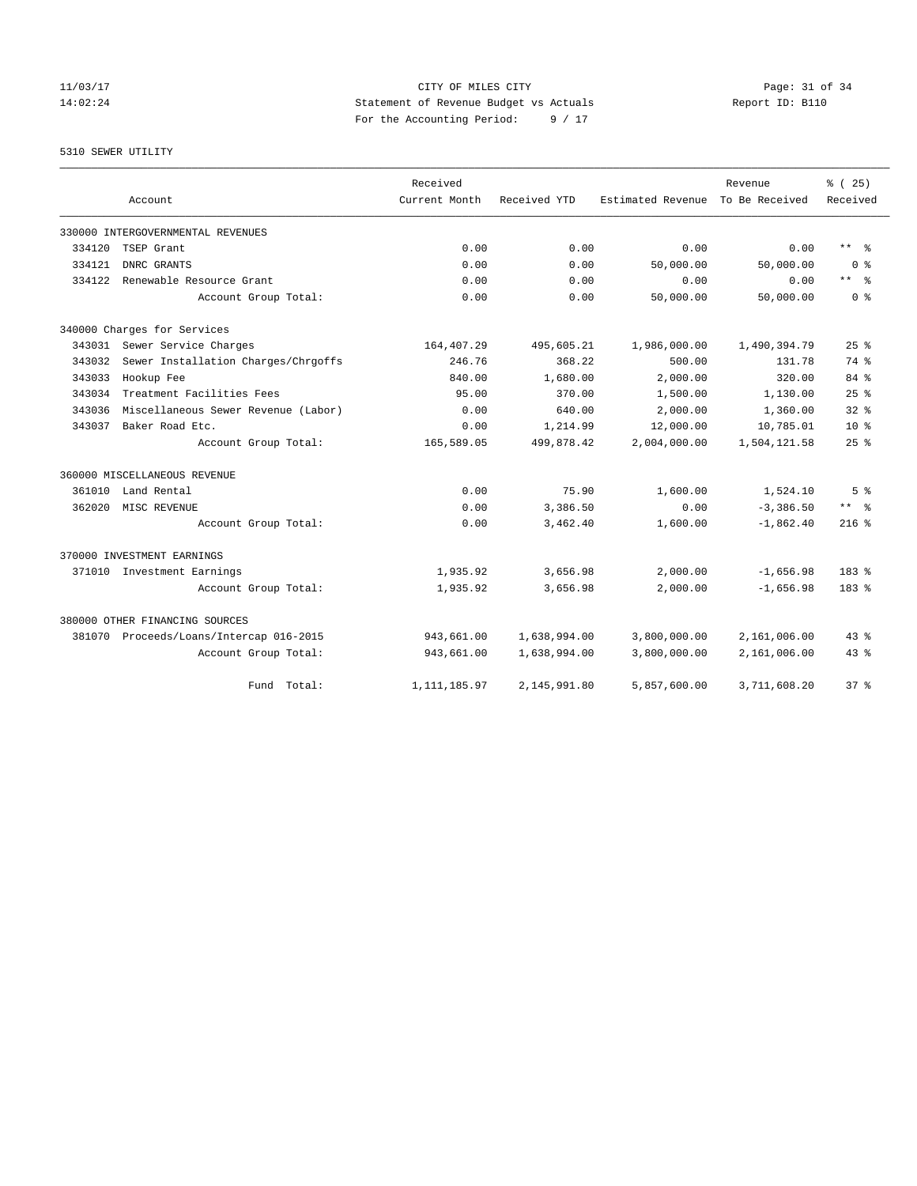11/03/17 CITY OF MILES CITY
14:02:24 Statement of Revenue Budget vs Actuals Report ID: B110
For the Accounting Period: 9 / 17

5310 SEWER UTILITY

| Account | Received Current Month | Received YTD | Estimated Revenue | Revenue To Be Received | % ( 25) Received |
|---|---|---|---|---|---|
| 330000 INTERGOVERNMENTAL REVENUES | | | | | |
| 334120 TSEP Grant | 0.00 | 0.00 | 0.00 | 0.00 | ** % |
| 334121 DNRC GRANTS | 0.00 | 0.00 | 50,000.00 | 50,000.00 | 0 % |
| 334122 Renewable Resource Grant | 0.00 | 0.00 | 0.00 | 0.00 | ** % |
| Account Group Total: | 0.00 | 0.00 | 50,000.00 | 50,000.00 | 0 % |
| 340000 Charges for Services | | | | | |
| 343031 Sewer Service Charges | 164,407.29 | 495,605.21 | 1,986,000.00 | 1,490,394.79 | 25 % |
| 343032 Sewer Installation Charges/Chrgoffs | 246.76 | 368.22 | 500.00 | 131.78 | 74 % |
| 343033 Hookup Fee | 840.00 | 1,680.00 | 2,000.00 | 320.00 | 84 % |
| 343034 Treatment Facilities Fees | 95.00 | 370.00 | 1,500.00 | 1,130.00 | 25 % |
| 343036 Miscellaneous Sewer Revenue (Labor) | 0.00 | 640.00 | 2,000.00 | 1,360.00 | 32 % |
| 343037 Baker Road Etc. | 0.00 | 1,214.99 | 12,000.00 | 10,785.01 | 10 % |
| Account Group Total: | 165,589.05 | 499,878.42 | 2,004,000.00 | 1,504,121.58 | 25 % |
| 360000 MISCELLANEOUS REVENUE | | | | | |
| 361010 Land Rental | 0.00 | 75.90 | 1,600.00 | 1,524.10 | 5 % |
| 362020 MISC REVENUE | 0.00 | 3,386.50 | 0.00 | -3,386.50 | ** % |
| Account Group Total: | 0.00 | 3,462.40 | 1,600.00 | -1,862.40 | 216 % |
| 370000 INVESTMENT EARNINGS | | | | | |
| 371010 Investment Earnings | 1,935.92 | 3,656.98 | 2,000.00 | -1,656.98 | 183 % |
| Account Group Total: | 1,935.92 | 3,656.98 | 2,000.00 | -1,656.98 | 183 % |
| 380000 OTHER FINANCING SOURCES | | | | | |
| 381070 Proceeds/Loans/Intercap 016-2015 | 943,661.00 | 1,638,994.00 | 3,800,000.00 | 2,161,006.00 | 43 % |
| Account Group Total: | 943,661.00 | 1,638,994.00 | 3,800,000.00 | 2,161,006.00 | 43 % |
| Fund Total: | 1,111,185.97 | 2,145,991.80 | 5,857,600.00 | 3,711,608.20 | 37 % |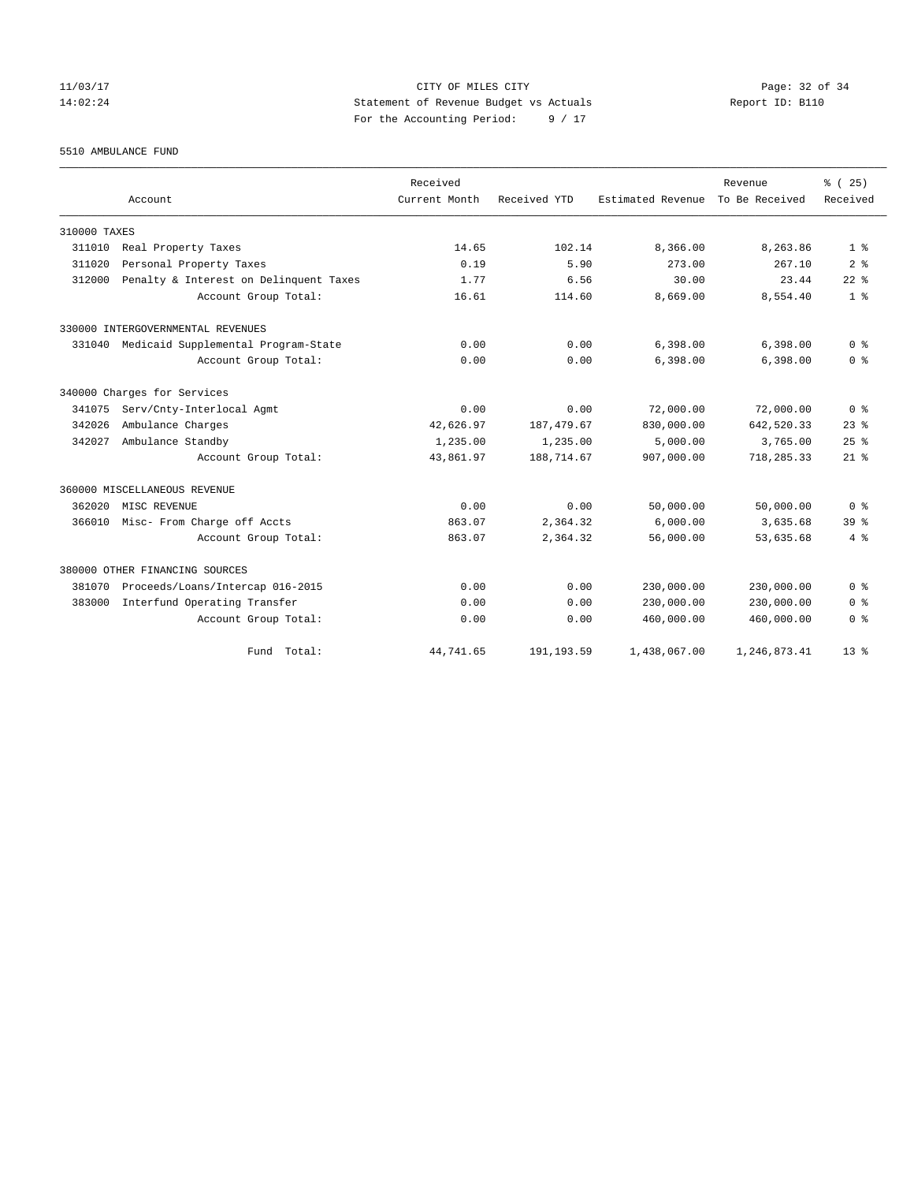CITY OF MILES CITY

Statement of Revenue Budget vs Actuals

For the Accounting Period: 9 / 17

11/03/17 14:02:24 Report ID: B110

5510 AMBULANCE FUND

| Account | Received Current Month | Received YTD | Estimated Revenue | Revenue To Be Received | % ( 25) Received |
|---|---|---|---|---|---|
| 310000 TAXES | | | | | |
| 311010 Real Property Taxes | 14.65 | 102.14 | 8,366.00 | 8,263.86 | 1 % |
| 311020 Personal Property Taxes | 0.19 | 5.90 | 273.00 | 267.10 | 2 % |
| 312000 Penalty & Interest on Delinquent Taxes | 1.77 | 6.56 | 30.00 | 23.44 | 22 % |
| Account Group Total: | 16.61 | 114.60 | 8,669.00 | 8,554.40 | 1 % |
| 330000 INTERGOVERNMENTAL REVENUES | | | | | |
| 331040 Medicaid Supplemental Program-State | 0.00 | 0.00 | 6,398.00 | 6,398.00 | 0 % |
| Account Group Total: | 0.00 | 0.00 | 6,398.00 | 6,398.00 | 0 % |
| 340000 Charges for Services | | | | | |
| 341075 Serv/Cnty-Interlocal Agmt | 0.00 | 0.00 | 72,000.00 | 72,000.00 | 0 % |
| 342026 Ambulance Charges | 42,626.97 | 187,479.67 | 830,000.00 | 642,520.33 | 23 % |
| 342027 Ambulance Standby | 1,235.00 | 1,235.00 | 5,000.00 | 3,765.00 | 25 % |
| Account Group Total: | 43,861.97 | 188,714.67 | 907,000.00 | 718,285.33 | 21 % |
| 360000 MISCELLANEOUS REVENUE | | | | | |
| 362020 MISC REVENUE | 0.00 | 0.00 | 50,000.00 | 50,000.00 | 0 % |
| 366010 Misc- From Charge off Accts | 863.07 | 2,364.32 | 6,000.00 | 3,635.68 | 39 % |
| Account Group Total: | 863.07 | 2,364.32 | 56,000.00 | 53,635.68 | 4 % |
| 380000 OTHER FINANCING SOURCES | | | | | |
| 381070 Proceeds/Loans/Intercap 016-2015 | 0.00 | 0.00 | 230,000.00 | 230,000.00 | 0 % |
| 383000 Interfund Operating Transfer | 0.00 | 0.00 | 230,000.00 | 230,000.00 | 0 % |
| Account Group Total: | 0.00 | 0.00 | 460,000.00 | 460,000.00 | 0 % |
| Fund Total: | 44,741.65 | 191,193.59 | 1,438,067.00 | 1,246,873.41 | 13 % |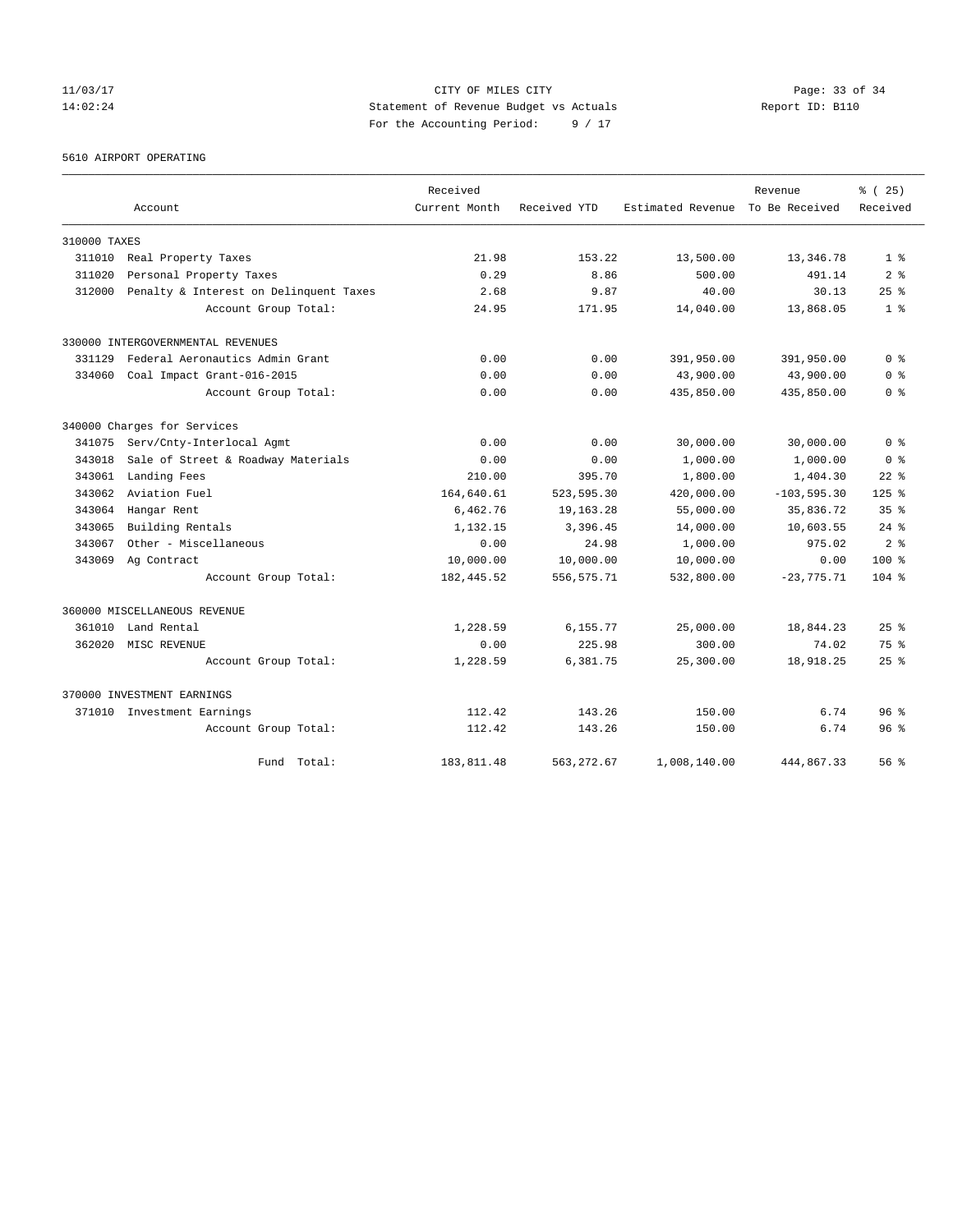CITY OF MILES CITY
Statement of Revenue Budget vs Actuals
For the Accounting Period: 9 / 17

11/03/17
14:02:24

Report ID: B110

5610 AIRPORT OPERATING

| Account | Received Current Month | Received YTD | Estimated Revenue | Revenue To Be Received | % ( 25) Received |
|---|---|---|---|---|---|
| 310000 TAXES | | | | | |
| 311010 Real Property Taxes | 21.98 | 153.22 | 13,500.00 | 13,346.78 | 1 % |
| 311020 Personal Property Taxes | 0.29 | 8.86 | 500.00 | 491.14 | 2 % |
| 312000 Penalty & Interest on Delinquent Taxes | 2.68 | 9.87 | 40.00 | 30.13 | 25 % |
| Account Group Total: | 24.95 | 171.95 | 14,040.00 | 13,868.05 | 1 % |
| 330000 INTERGOVERNMENTAL REVENUES | | | | | |
| 331129 Federal Aeronautics Admin Grant | 0.00 | 0.00 | 391,950.00 | 391,950.00 | 0 % |
| 334060 Coal Impact Grant-016-2015 | 0.00 | 0.00 | 43,900.00 | 43,900.00 | 0 % |
| Account Group Total: | 0.00 | 0.00 | 435,850.00 | 435,850.00 | 0 % |
| 340000 Charges for Services | | | | | |
| 341075 Serv/Cnty-Interlocal Agmt | 0.00 | 0.00 | 30,000.00 | 30,000.00 | 0 % |
| 343018 Sale of Street & Roadway Materials | 0.00 | 0.00 | 1,000.00 | 1,000.00 | 0 % |
| 343061 Landing Fees | 210.00 | 395.70 | 1,800.00 | 1,404.30 | 22 % |
| 343062 Aviation Fuel | 164,640.61 | 523,595.30 | 420,000.00 | -103,595.30 | 125 % |
| 343064 Hangar Rent | 6,462.76 | 19,163.28 | 55,000.00 | 35,836.72 | 35 % |
| 343065 Building Rentals | 1,132.15 | 3,396.45 | 14,000.00 | 10,603.55 | 24 % |
| 343067 Other - Miscellaneous | 0.00 | 24.98 | 1,000.00 | 975.02 | 2 % |
| 343069 Ag Contract | 10,000.00 | 10,000.00 | 10,000.00 | 0.00 | 100 % |
| Account Group Total: | 182,445.52 | 556,575.71 | 532,800.00 | -23,775.71 | 104 % |
| 360000 MISCELLANEOUS REVENUE | | | | | |
| 361010 Land Rental | 1,228.59 | 6,155.77 | 25,000.00 | 18,844.23 | 25 % |
| 362020 MISC REVENUE | 0.00 | 225.98 | 300.00 | 74.02 | 75 % |
| Account Group Total: | 1,228.59 | 6,381.75 | 25,300.00 | 18,918.25 | 25 % |
| 370000 INVESTMENT EARNINGS | | | | | |
| 371010 Investment Earnings | 112.42 | 143.26 | 150.00 | 6.74 | 96 % |
| Account Group Total: | 112.42 | 143.26 | 150.00 | 6.74 | 96 % |
| Fund Total: | 183,811.48 | 563,272.67 | 1,008,140.00 | 444,867.33 | 56 % |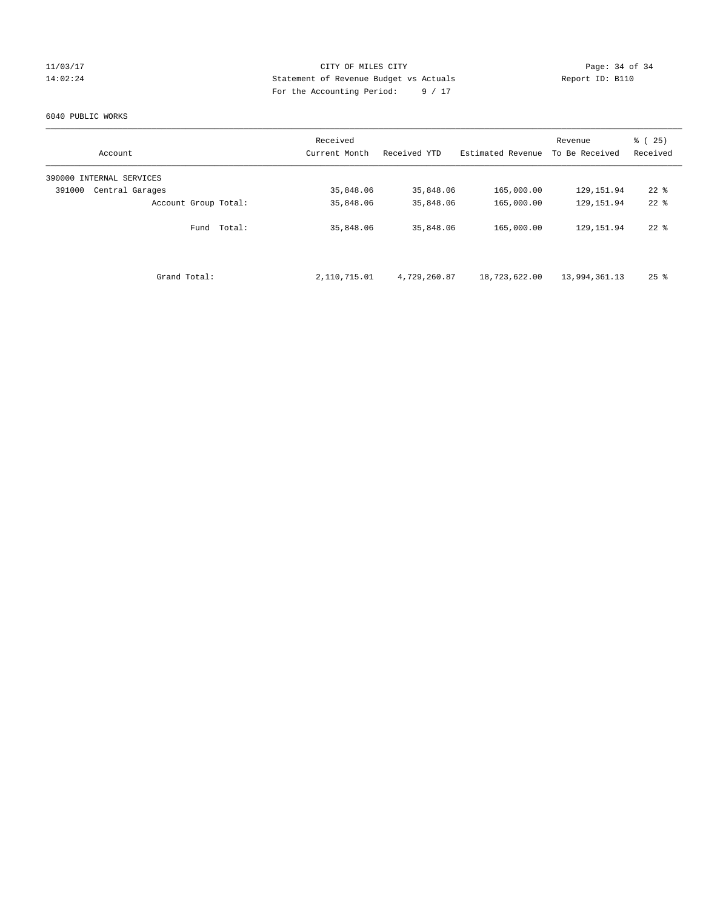CITY OF MILES CITY
Statement of Revenue Budget vs Actuals
For the Accounting Period: 9 / 17

11/03/17
14:02:24

Report ID: B110

6040 PUBLIC WORKS

| Account | Received Current Month | Received YTD | Estimated Revenue | Revenue To Be Received | % ( 25) Received |
|---|---|---|---|---|---|
| 390000 INTERNAL SERVICES | | | | | |
| 391000 Central Garages | 35,848.06 | 35,848.06 | 165,000.00 | 129,151.94 | 22 % |
| Account Group Total: | 35,848.06 | 35,848.06 | 165,000.00 | 129,151.94 | 22 % |
| Fund Total: | 35,848.06 | 35,848.06 | 165,000.00 | 129,151.94 | 22 % |
| Grand Total: | 2,110,715.01 | 4,729,260.87 | 18,723,622.00 | 13,994,361.13 | 25 % |